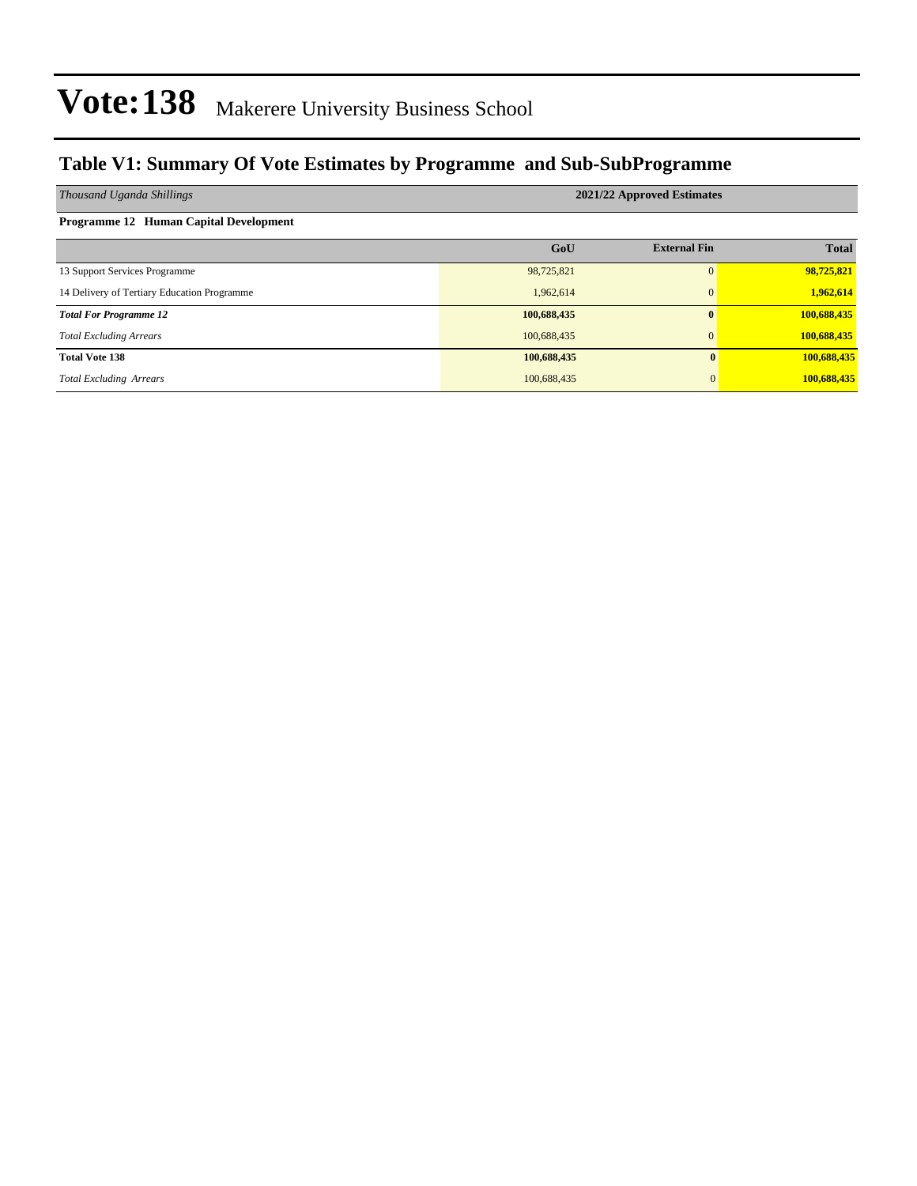# Vote:138 Makerere University Business School

## Table V1: Summary Of Vote Estimates by Programme and Sub-SubProgramme

| *Thousand Uganda Shillings* | 2021/22 Approved Estimates | | |
|---|---|---|---|
| **Programme 12 Human Capital Development** | | | |
| | **GoU** | **External Fin** | **Total** |
| 13 Support Services Programme | 98,725,821 | 0 | **98,725,821** |
| 14 Delivery of Tertiary Education Programme | 1,962,614 | 0 | **1,962,614** |
| ***Total For Programme 12*** | **100,688,435** | **0** | **100,688,435** |
| *Total Excluding Arrears* | 100,688,435 | 0 | **100,688,435** |
| **Total Vote 138** | **100,688,435** | **0** | **100,688,435** |
| *Total Excluding Arrears* | 100,688,435 | 0 | **100,688,435** |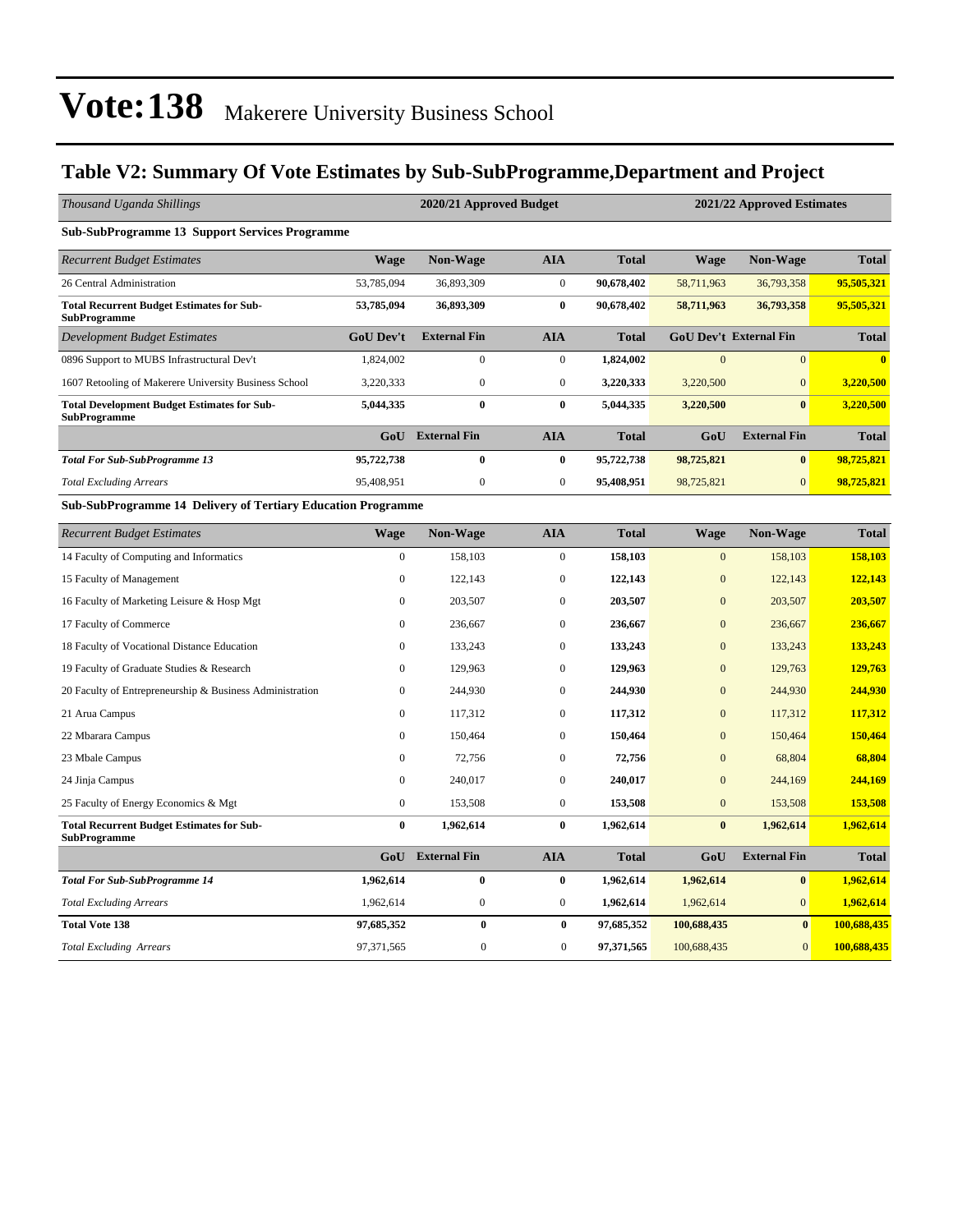# Vote:138 Makerere University Business School

## Table V2: Summary Of Vote Estimates by Sub-SubProgramme,Department and Project

| *Thousand Uganda Shillings* | 2020/21 Approved Budget | | | | 2021/22 Approved Estimates | | |
|---|---|---|---|---|---|---|---|
| **Sub-SubProgramme 13 Support Services Programme** | | | | | | | |
| *Recurrent Budget Estimates* | **Wage** | **Non-Wage** | **AIA** | **Total** | **Wage** | **Non-Wage** | **Total** |
| 26 Central Administration | 53,785,094 | 36,893,309 | 0 | **90,678,402** | 58,711,963 | 36,793,358 | **95,505,321** |
| **Total Recurrent Budget Estimates for Sub-SubProgramme** | **53,785,094** | **36,893,309** | **0** | **90,678,402** | **58,711,963** | **36,793,358** | **95,505,321** |
| *Development Budget Estimates* | **GoU Dev't** | **External Fin** | **AIA** | **Total** | **GoU Dev't** | **External Fin** | **Total** |
| 0896 Support to MUBS Infrastructural Dev't | 1,824,002 | 0 | 0 | **1,824,002** | 0 | 0 | **0** |
| 1607 Retooling of Makerere University Business School | 3,220,333 | 0 | 0 | **3,220,333** | 3,220,500 | 0 | **3,220,500** |
| **Total Development Budget Estimates for Sub-SubProgramme** | **5,044,335** | **0** | **0** | **5,044,335** | **3,220,500** | **0** | **3,220,500** |
| | **GoU** | **External Fin** | **AIA** | **Total** | **GoU** | **External Fin** | **Total** |
| ***Total For Sub-SubProgramme 13*** | **95,722,738** | **0** | **0** | **95,722,738** | **98,725,821** | **0** | **98,725,821** |
| *Total Excluding Arrears* | 95,408,951 | 0 | 0 | **95,408,951** | 98,725,821 | 0 | **98,725,821** |
| **Sub-SubProgramme 14 Delivery of Tertiary Education Programme** | | | | | | | |
| *Recurrent Budget Estimates* | **Wage** | **Non-Wage** | **AIA** | **Total** | **Wage** | **Non-Wage** | **Total** |
| 14 Faculty of Computing and Informatics | 0 | 158,103 | 0 | **158,103** | 0 | 158,103 | **158,103** |
| 15 Faculty of Management | 0 | 122,143 | 0 | **122,143** | 0 | 122,143 | **122,143** |
| 16 Faculty of Marketing Leisure & Hosp Mgt | 0 | 203,507 | 0 | **203,507** | 0 | 203,507 | **203,507** |
| 17 Faculty of Commerce | 0 | 236,667 | 0 | **236,667** | 0 | 236,667 | **236,667** |
| 18 Faculty of Vocational Distance Education | 0 | 133,243 | 0 | **133,243** | 0 | 133,243 | **133,243** |
| 19 Faculty of Graduate Studies & Research | 0 | 129,963 | 0 | **129,963** | 0 | 129,763 | **129,763** |
| 20 Faculty of Entrepreneurship & Business Administration | 0 | 244,930 | 0 | **244,930** | 0 | 244,930 | **244,930** |
| 21 Arua Campus | 0 | 117,312 | 0 | **117,312** | 0 | 117,312 | **117,312** |
| 22 Mbarara Campus | 0 | 150,464 | 0 | **150,464** | 0 | 150,464 | **150,464** |
| 23 Mbale Campus | 0 | 72,756 | 0 | **72,756** | 0 | 68,804 | **68,804** |
| 24 Jinja Campus | 0 | 240,017 | 0 | **240,017** | 0 | 244,169 | **244,169** |
| 25 Faculty of Energy Economics & Mgt | 0 | 153,508 | 0 | **153,508** | 0 | 153,508 | **153,508** |
| **Total Recurrent Budget Estimates for Sub-SubProgramme** | **0** | **1,962,614** | **0** | **1,962,614** | **0** | **1,962,614** | **1,962,614** |
| | **GoU** | **External Fin** | **AIA** | **Total** | **GoU** | **External Fin** | **Total** |
| ***Total For Sub-SubProgramme 14*** | **1,962,614** | **0** | **0** | **1,962,614** | **1,962,614** | **0** | **1,962,614** |
| *Total Excluding Arrears* | 1,962,614 | 0 | 0 | **1,962,614** | 1,962,614 | 0 | **1,962,614** |
| **Total Vote 138** | **97,685,352** | **0** | **0** | **97,685,352** | **100,688,435** | **0** | **100,688,435** |
| *Total Excluding Arrears* | 97,371,565 | 0 | 0 | **97,371,565** | 100,688,435 | 0 | **100,688,435** |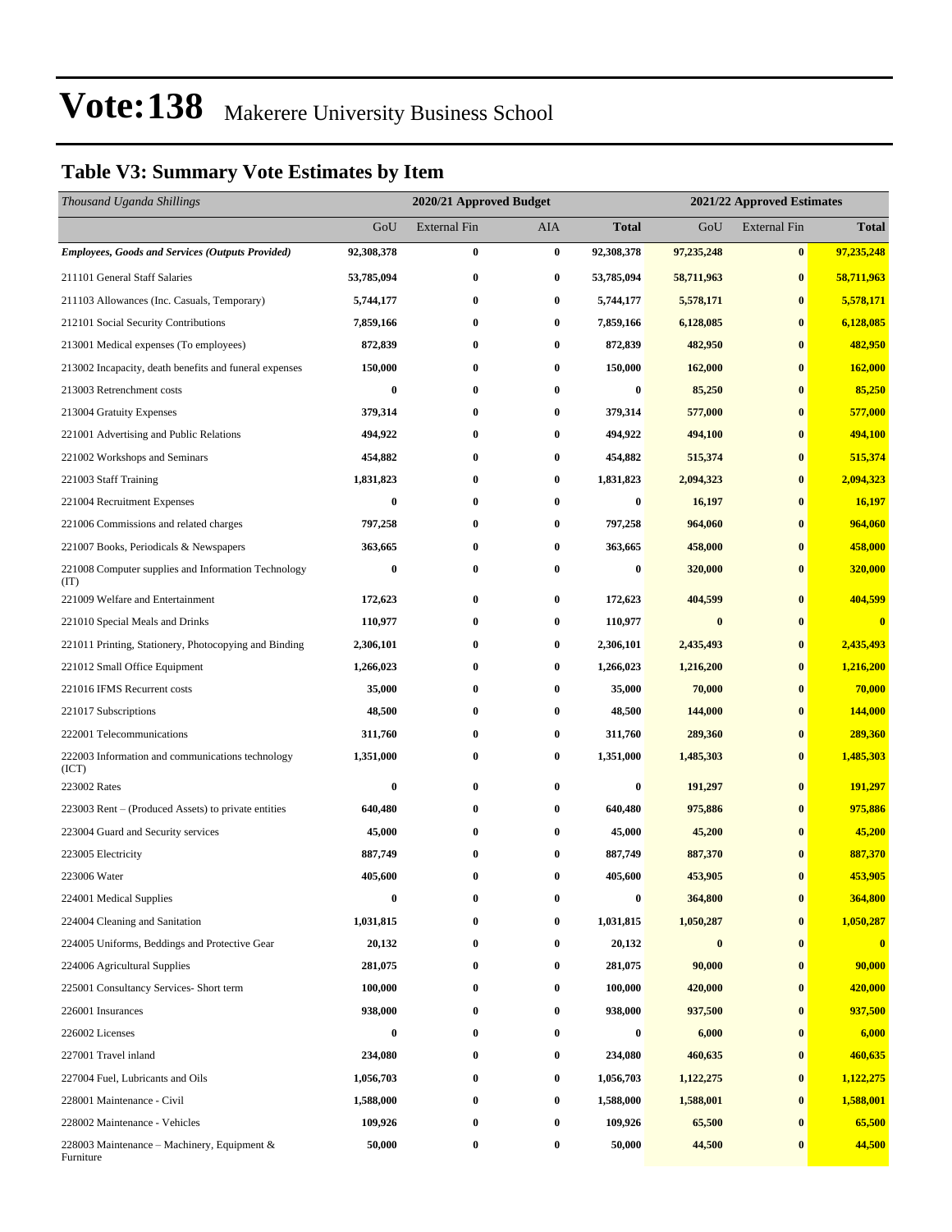# Vote:138 Makerere University Business School

## Table V3: Summary Vote Estimates by Item

| *Thousand Uganda Shillings* | 2020/21 Approved Budget | | | | 2021/22 Approved Estimates | | |
|---|---|---|---|---|---|---|---|
| | GoU | External Fin | AIA | **Total** | GoU | External Fin | **Total** |
| ***Employees, Goods and Services (Outputs Provided)*** | **92,308,378** | **0** | **0** | **92,308,378** | **97,235,248** | **0** | **97,235,248** |
| 211101 General Staff Salaries | **53,785,094** | **0** | **0** | **53,785,094** | **58,711,963** | **0** | **58,711,963** |
| 211103 Allowances (Inc. Casuals, Temporary) | **5,744,177** | **0** | **0** | **5,744,177** | **5,578,171** | **0** | **5,578,171** |
| 212101 Social Security Contributions | **7,859,166** | **0** | **0** | **7,859,166** | **6,128,085** | **0** | **6,128,085** |
| 213001 Medical expenses (To employees) | **872,839** | **0** | **0** | **872,839** | **482,950** | **0** | **482,950** |
| 213002 Incapacity, death benefits and funeral expenses | **150,000** | **0** | **0** | **150,000** | **162,000** | **0** | **162,000** |
| 213003 Retrenchment costs | **0** | **0** | **0** | **0** | **85,250** | **0** | **85,250** |
| 213004 Gratuity Expenses | **379,314** | **0** | **0** | **379,314** | **577,000** | **0** | **577,000** |
| 221001 Advertising and Public Relations | **494,922** | **0** | **0** | **494,922** | **494,100** | **0** | **494,100** |
| 221002 Workshops and Seminars | **454,882** | **0** | **0** | **454,882** | **515,374** | **0** | **515,374** |
| 221003 Staff Training | **1,831,823** | **0** | **0** | **1,831,823** | **2,094,323** | **0** | **2,094,323** |
| 221004 Recruitment Expenses | **0** | **0** | **0** | **0** | **16,197** | **0** | **16,197** |
| 221006 Commissions and related charges | **797,258** | **0** | **0** | **797,258** | **964,060** | **0** | **964,060** |
| 221007 Books, Periodicals & Newspapers | **363,665** | **0** | **0** | **363,665** | **458,000** | **0** | **458,000** |
| 221008 Computer supplies and Information Technology (IT) | **0** | **0** | **0** | **0** | **320,000** | **0** | **320,000** |
| 221009 Welfare and Entertainment | **172,623** | **0** | **0** | **172,623** | **404,599** | **0** | **404,599** |
| 221010 Special Meals and Drinks | **110,977** | **0** | **0** | **110,977** | **0** | **0** | **0** |
| 221011 Printing, Stationery, Photocopying and Binding | **2,306,101** | **0** | **0** | **2,306,101** | **2,435,493** | **0** | **2,435,493** |
| 221012 Small Office Equipment | **1,266,023** | **0** | **0** | **1,266,023** | **1,216,200** | **0** | **1,216,200** |
| 221016 IFMS Recurrent costs | **35,000** | **0** | **0** | **35,000** | **70,000** | **0** | **70,000** |
| 221017 Subscriptions | **48,500** | **0** | **0** | **48,500** | **144,000** | **0** | **144,000** |
| 222001 Telecommunications | **311,760** | **0** | **0** | **311,760** | **289,360** | **0** | **289,360** |
| 222003 Information and communications technology (ICT) | **1,351,000** | **0** | **0** | **1,351,000** | **1,485,303** | **0** | **1,485,303** |
| 223002 Rates | **0** | **0** | **0** | **0** | **191,297** | **0** | **191,297** |
| 223003 Rent – (Produced Assets) to private entities | **640,480** | **0** | **0** | **640,480** | **975,886** | **0** | **975,886** |
| 223004 Guard and Security services | **45,000** | **0** | **0** | **45,000** | **45,200** | **0** | **45,200** |
| 223005 Electricity | **887,749** | **0** | **0** | **887,749** | **887,370** | **0** | **887,370** |
| 223006 Water | **405,600** | **0** | **0** | **405,600** | **453,905** | **0** | **453,905** |
| 224001 Medical Supplies | **0** | **0** | **0** | **0** | **364,800** | **0** | **364,800** |
| 224004 Cleaning and Sanitation | **1,031,815** | **0** | **0** | **1,031,815** | **1,050,287** | **0** | **1,050,287** |
| 224005 Uniforms, Beddings and Protective Gear | **20,132** | **0** | **0** | **20,132** | **0** | **0** | **0** |
| 224006 Agricultural Supplies | **281,075** | **0** | **0** | **281,075** | **90,000** | **0** | **90,000** |
| 225001 Consultancy Services- Short term | **100,000** | **0** | **0** | **100,000** | **420,000** | **0** | **420,000** |
| 226001 Insurances | **938,000** | **0** | **0** | **938,000** | **937,500** | **0** | **937,500** |
| 226002 Licenses | **0** | **0** | **0** | **0** | **6,000** | **0** | **6,000** |
| 227001 Travel inland | **234,080** | **0** | **0** | **234,080** | **460,635** | **0** | **460,635** |
| 227004 Fuel, Lubricants and Oils | **1,056,703** | **0** | **0** | **1,056,703** | **1,122,275** | **0** | **1,122,275** |
| 228001 Maintenance - Civil | **1,588,000** | **0** | **0** | **1,588,000** | **1,588,001** | **0** | **1,588,001** |
| 228002 Maintenance - Vehicles | **109,926** | **0** | **0** | **109,926** | **65,500** | **0** | **65,500** |
| 228003 Maintenance – Machinery, Equipment & Furniture | **50,000** | **0** | **0** | **50,000** | **44,500** | **0** | **44,500** |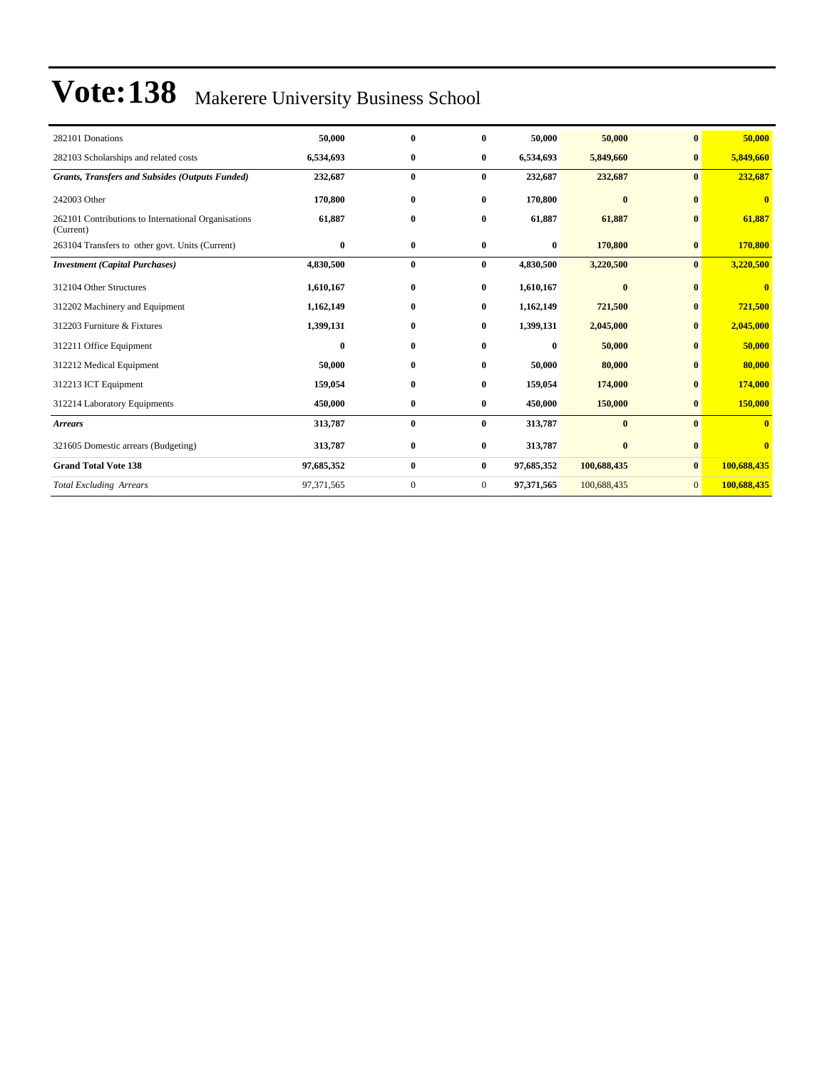# Vote:138 Makerere University Business School

| | | | | | | | |
|---|---|---|---|---|---|---|---|
| 282101 Donations | **50,000** | **0** | **0** | **50,000** | **50,000** | **0** | **50,000** |
| 282103 Scholarships and related costs | **6,534,693** | **0** | **0** | **6,534,693** | **5,849,660** | **0** | **5,849,660** |
| ***Grants, Transfers and Subsides (Outputs Funded)*** | **232,687** | **0** | **0** | **232,687** | **232,687** | **0** | **232,687** |
| 242003 Other | **170,800** | **0** | **0** | **170,800** | **0** | **0** | **0** |
| 262101 Contributions to International Organisations (Current) | **61,887** | **0** | **0** | **61,887** | **61,887** | **0** | **61,887** |
| 263104 Transfers to other govt. Units (Current) | **0** | **0** | **0** | **0** | **170,800** | **0** | **170,800** |
| ***Investment (Capital Purchases)*** | **4,830,500** | **0** | **0** | **4,830,500** | **3,220,500** | **0** | **3,220,500** |
| 312104 Other Structures | **1,610,167** | **0** | **0** | **1,610,167** | **0** | **0** | **0** |
| 312202 Machinery and Equipment | **1,162,149** | **0** | **0** | **1,162,149** | **721,500** | **0** | **721,500** |
| 312203 Furniture & Fixtures | **1,399,131** | **0** | **0** | **1,399,131** | **2,045,000** | **0** | **2,045,000** |
| 312211 Office Equipment | **0** | **0** | **0** | **0** | **50,000** | **0** | **50,000** |
| 312212 Medical Equipment | **50,000** | **0** | **0** | **50,000** | **80,000** | **0** | **80,000** |
| 312213 ICT Equipment | **159,054** | **0** | **0** | **159,054** | **174,000** | **0** | **174,000** |
| 312214 Laboratory Equipments | **450,000** | **0** | **0** | **450,000** | **150,000** | **0** | **150,000** |
| ***Arrears*** | **313,787** | **0** | **0** | **313,787** | **0** | **0** | **0** |
| 321605 Domestic arrears (Budgeting) | **313,787** | **0** | **0** | **313,787** | **0** | **0** | **0** |
| **Grand Total Vote 138** | **97,685,352** | **0** | **0** | **97,685,352** | **100,688,435** | **0** | **100,688,435** |
| *Total Excluding Arrears* | 97,371,565 | 0 | 0 | **97,371,565** | 100,688,435 | 0 | **100,688,435** |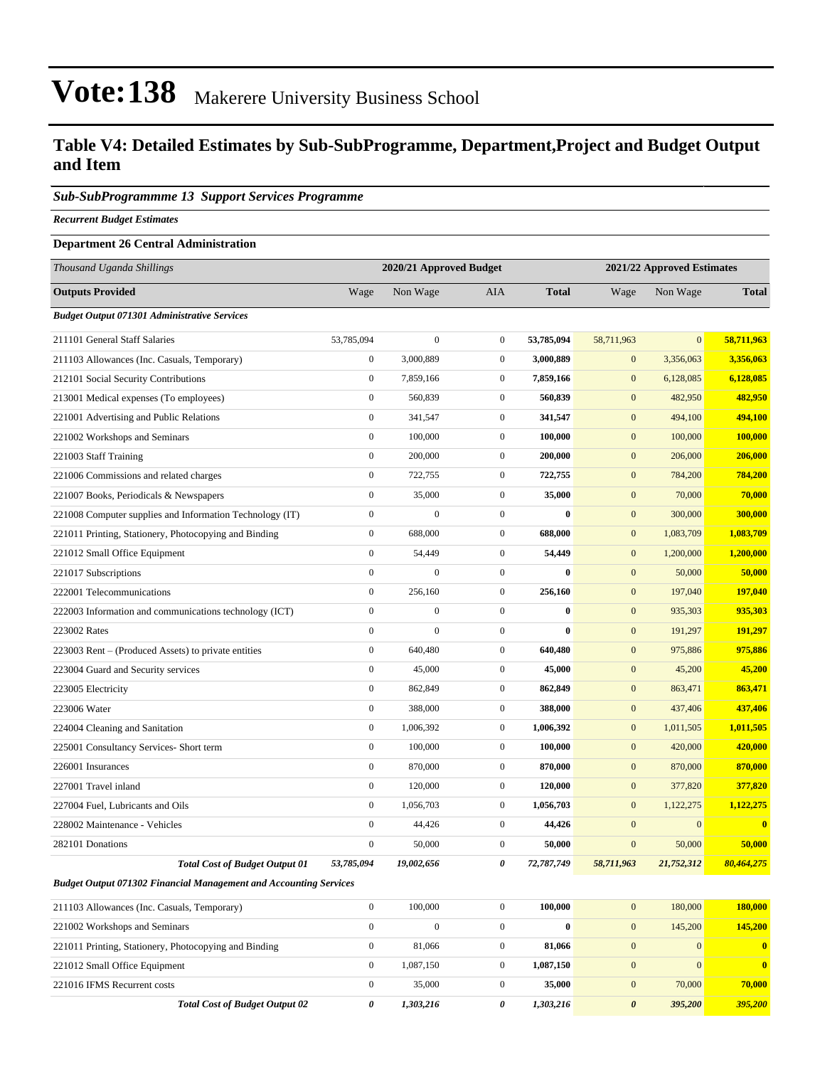# Vote:138 Makerere University Business School

## Table V4: Detailed Estimates by Sub-SubProgramme, Department,Project and Budget Output and Item

### *Sub-SubProgrammme 13 Support Services Programme*

***Recurrent Budget Estimates***

**Department 26 Central Administration**

| *Thousand Uganda Shillings* | 2020/21 Approved Budget | | | | 2021/22 Approved Estimates | | |
|---|---|---|---|---|---|---|---|
| **Outputs Provided** | Wage | Non Wage | AIA | **Total** | Wage | Non Wage | **Total** |
| ***Budget Output 071301 Administrative Services*** | | | | | | | |
| 211101 General Staff Salaries | 53,785,094 | 0 | 0 | **53,785,094** | 58,711,963 | 0 | **58,711,963** |
| 211103 Allowances (Inc. Casuals, Temporary) | 0 | 3,000,889 | 0 | **3,000,889** | 0 | 3,356,063 | **3,356,063** |
| 212101 Social Security Contributions | 0 | 7,859,166 | 0 | **7,859,166** | 0 | 6,128,085 | **6,128,085** |
| 213001 Medical expenses (To employees) | 0 | 560,839 | 0 | **560,839** | 0 | 482,950 | **482,950** |
| 221001 Advertising and Public Relations | 0 | 341,547 | 0 | **341,547** | 0 | 494,100 | **494,100** |
| 221002 Workshops and Seminars | 0 | 100,000 | 0 | **100,000** | 0 | 100,000 | **100,000** |
| 221003 Staff Training | 0 | 200,000 | 0 | **200,000** | 0 | 206,000 | **206,000** |
| 221006 Commissions and related charges | 0 | 722,755 | 0 | **722,755** | 0 | 784,200 | **784,200** |
| 221007 Books, Periodicals & Newspapers | 0 | 35,000 | 0 | **35,000** | 0 | 70,000 | **70,000** |
| 221008 Computer supplies and Information Technology (IT) | 0 | 0 | 0 | **0** | 0 | 300,000 | **300,000** |
| 221011 Printing, Stationery, Photocopying and Binding | 0 | 688,000 | 0 | **688,000** | 0 | 1,083,709 | **1,083,709** |
| 221012 Small Office Equipment | 0 | 54,449 | 0 | **54,449** | 0 | 1,200,000 | **1,200,000** |
| 221017 Subscriptions | 0 | 0 | 0 | **0** | 0 | 50,000 | **50,000** |
| 222001 Telecommunications | 0 | 256,160 | 0 | **256,160** | 0 | 197,040 | **197,040** |
| 222003 Information and communications technology (ICT) | 0 | 0 | 0 | **0** | 0 | 935,303 | **935,303** |
| 223002 Rates | 0 | 0 | 0 | **0** | 0 | 191,297 | **191,297** |
| 223003 Rent – (Produced Assets) to private entities | 0 | 640,480 | 0 | **640,480** | 0 | 975,886 | **975,886** |
| 223004 Guard and Security services | 0 | 45,000 | 0 | **45,000** | 0 | 45,200 | **45,200** |
| 223005 Electricity | 0 | 862,849 | 0 | **862,849** | 0 | 863,471 | **863,471** |
| 223006 Water | 0 | 388,000 | 0 | **388,000** | 0 | 437,406 | **437,406** |
| 224004 Cleaning and Sanitation | 0 | 1,006,392 | 0 | **1,006,392** | 0 | 1,011,505 | **1,011,505** |
| 225001 Consultancy Services- Short term | 0 | 100,000 | 0 | **100,000** | 0 | 420,000 | **420,000** |
| 226001 Insurances | 0 | 870,000 | 0 | **870,000** | 0 | 870,000 | **870,000** |
| 227001 Travel inland | 0 | 120,000 | 0 | **120,000** | 0 | 377,820 | **377,820** |
| 227004 Fuel, Lubricants and Oils | 0 | 1,056,703 | 0 | **1,056,703** | 0 | 1,122,275 | **1,122,275** |
| 228002 Maintenance - Vehicles | 0 | 44,426 | 0 | **44,426** | 0 | 0 | **0** |
| 282101 Donations | 0 | 50,000 | 0 | **50,000** | 0 | 50,000 | **50,000** |
| ***Total Cost of Budget Output 01*** | ***53,785,094*** | ***19,002,656*** | ***0*** | ***72,787,749*** | ***58,711,963*** | ***21,752,312*** | ***80,464,275*** |
| ***Budget Output 071302 Financial Management and Accounting Services*** | | | | | | | |
| 211103 Allowances (Inc. Casuals, Temporary) | 0 | 100,000 | 0 | **100,000** | 0 | 180,000 | **180,000** |
| 221002 Workshops and Seminars | 0 | 0 | 0 | **0** | 0 | 145,200 | **145,200** |
| 221011 Printing, Stationery, Photocopying and Binding | 0 | 81,066 | 0 | **81,066** | 0 | 0 | **0** |
| 221012 Small Office Equipment | 0 | 1,087,150 | 0 | **1,087,150** | 0 | 0 | **0** |
| 221016 IFMS Recurrent costs | 0 | 35,000 | 0 | **35,000** | 0 | 70,000 | **70,000** |
| ***Total Cost of Budget Output 02*** | ***0*** | ***1,303,216*** | ***0*** | ***1,303,216*** | ***0*** | ***395,200*** | ***395,200*** |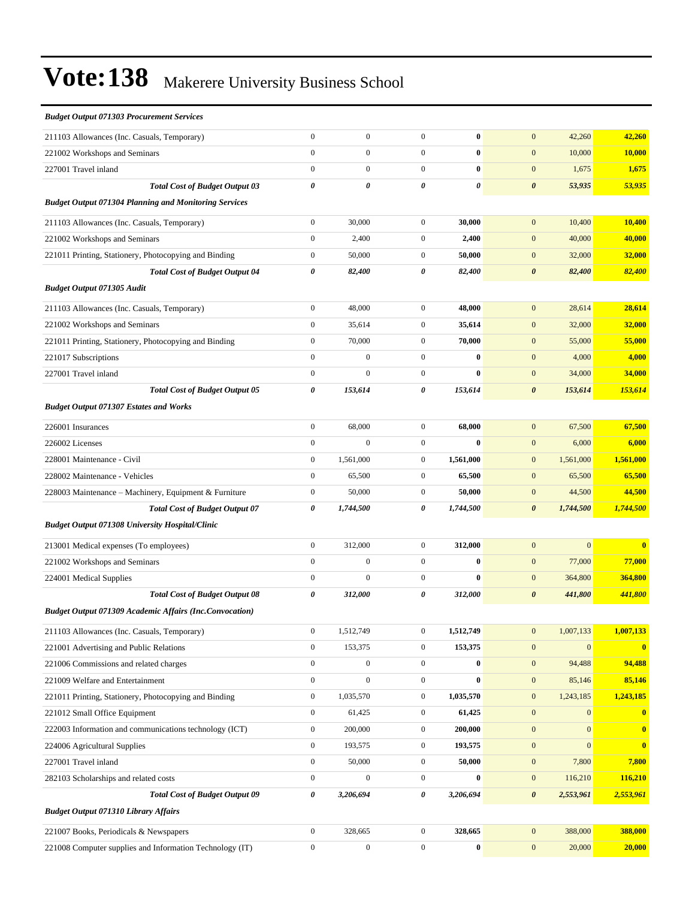# Vote:138 Makerere University Business School

| | | | | | | | |
|---|---|---|---|---|---|---|---|
| ***Budget Output 071303 Procurement Services*** | | | | | | | |
| 211103 Allowances (Inc. Casuals, Temporary) | 0 | 0 | 0 | **0** | 0 | 42,260 | **42,260** |
| 221002 Workshops and Seminars | 0 | 0 | 0 | **0** | 0 | 10,000 | **10,000** |
| 227001 Travel inland | 0 | 0 | 0 | **0** | 0 | 1,675 | **1,675** |
| ***Total Cost of Budget Output 03*** | ***0*** | ***0*** | ***0*** | ***0*** | ***0*** | ***53,935*** | ***53,935*** |
| ***Budget Output 071304 Planning and Monitoring Services*** | | | | | | | |
| 211103 Allowances (Inc. Casuals, Temporary) | 0 | 30,000 | 0 | **30,000** | 0 | 10,400 | **10,400** |
| 221002 Workshops and Seminars | 0 | 2,400 | 0 | **2,400** | 0 | 40,000 | **40,000** |
| 221011 Printing, Stationery, Photocopying and Binding | 0 | 50,000 | 0 | **50,000** | 0 | 32,000 | **32,000** |
| ***Total Cost of Budget Output 04*** | ***0*** | ***82,400*** | ***0*** | ***82,400*** | ***0*** | ***82,400*** | ***82,400*** |
| ***Budget Output 071305 Audit*** | | | | | | | |
| 211103 Allowances (Inc. Casuals, Temporary) | 0 | 48,000 | 0 | **48,000** | 0 | 28,614 | **28,614** |
| 221002 Workshops and Seminars | 0 | 35,614 | 0 | **35,614** | 0 | 32,000 | **32,000** |
| 221011 Printing, Stationery, Photocopying and Binding | 0 | 70,000 | 0 | **70,000** | 0 | 55,000 | **55,000** |
| 221017 Subscriptions | 0 | 0 | 0 | **0** | 0 | 4,000 | **4,000** |
| 227001 Travel inland | 0 | 0 | 0 | **0** | 0 | 34,000 | **34,000** |
| ***Total Cost of Budget Output 05*** | ***0*** | ***153,614*** | ***0*** | ***153,614*** | ***0*** | ***153,614*** | ***153,614*** |
| ***Budget Output 071307 Estates and Works*** | | | | | | | |
| 226001 Insurances | 0 | 68,000 | 0 | **68,000** | 0 | 67,500 | **67,500** |
| 226002 Licenses | 0 | 0 | 0 | **0** | 0 | 6,000 | **6,000** |
| 228001 Maintenance - Civil | 0 | 1,561,000 | 0 | **1,561,000** | 0 | 1,561,000 | **1,561,000** |
| 228002 Maintenance - Vehicles | 0 | 65,500 | 0 | **65,500** | 0 | 65,500 | **65,500** |
| 228003 Maintenance – Machinery, Equipment & Furniture | 0 | 50,000 | 0 | **50,000** | 0 | 44,500 | **44,500** |
| ***Total Cost of Budget Output 07*** | ***0*** | ***1,744,500*** | ***0*** | ***1,744,500*** | ***0*** | ***1,744,500*** | ***1,744,500*** |
| ***Budget Output 071308 University Hospital/Clinic*** | | | | | | | |
| 213001 Medical expenses (To employees) | 0 | 312,000 | 0 | **312,000** | 0 | 0 | **0** |
| 221002 Workshops and Seminars | 0 | 0 | 0 | **0** | 0 | 77,000 | **77,000** |
| 224001 Medical Supplies | 0 | 0 | 0 | **0** | 0 | 364,800 | **364,800** |
| ***Total Cost of Budget Output 08*** | ***0*** | ***312,000*** | ***0*** | ***312,000*** | ***0*** | ***441,800*** | ***441,800*** |
| ***Budget Output 071309 Academic Affairs (Inc.Convocation)*** | | | | | | | |
| 211103 Allowances (Inc. Casuals, Temporary) | 0 | 1,512,749 | 0 | **1,512,749** | 0 | 1,007,133 | **1,007,133** |
| 221001 Advertising and Public Relations | 0 | 153,375 | 0 | **153,375** | 0 | 0 | **0** |
| 221006 Commissions and related charges | 0 | 0 | 0 | **0** | 0 | 94,488 | **94,488** |
| 221009 Welfare and Entertainment | 0 | 0 | 0 | **0** | 0 | 85,146 | **85,146** |
| 221011 Printing, Stationery, Photocopying and Binding | 0 | 1,035,570 | 0 | **1,035,570** | 0 | 1,243,185 | **1,243,185** |
| 221012 Small Office Equipment | 0 | 61,425 | 0 | **61,425** | 0 | 0 | **0** |
| 222003 Information and communications technology (ICT) | 0 | 200,000 | 0 | **200,000** | 0 | 0 | **0** |
| 224006 Agricultural Supplies | 0 | 193,575 | 0 | **193,575** | 0 | 0 | **0** |
| 227001 Travel inland | 0 | 50,000 | 0 | **50,000** | 0 | 7,800 | **7,800** |
| 282103 Scholarships and related costs | 0 | 0 | 0 | **0** | 0 | 116,210 | **116,210** |
| ***Total Cost of Budget Output 09*** | ***0*** | ***3,206,694*** | ***0*** | ***3,206,694*** | ***0*** | ***2,553,961*** | ***2,553,961*** |
| ***Budget Output 071310 Library Affairs*** | | | | | | | |
| 221007 Books, Periodicals & Newspapers | 0 | 328,665 | 0 | **328,665** | 0 | 388,000 | **388,000** |
| 221008 Computer supplies and Information Technology (IT) | 0 | 0 | 0 | **0** | 0 | 20,000 | **20,000** |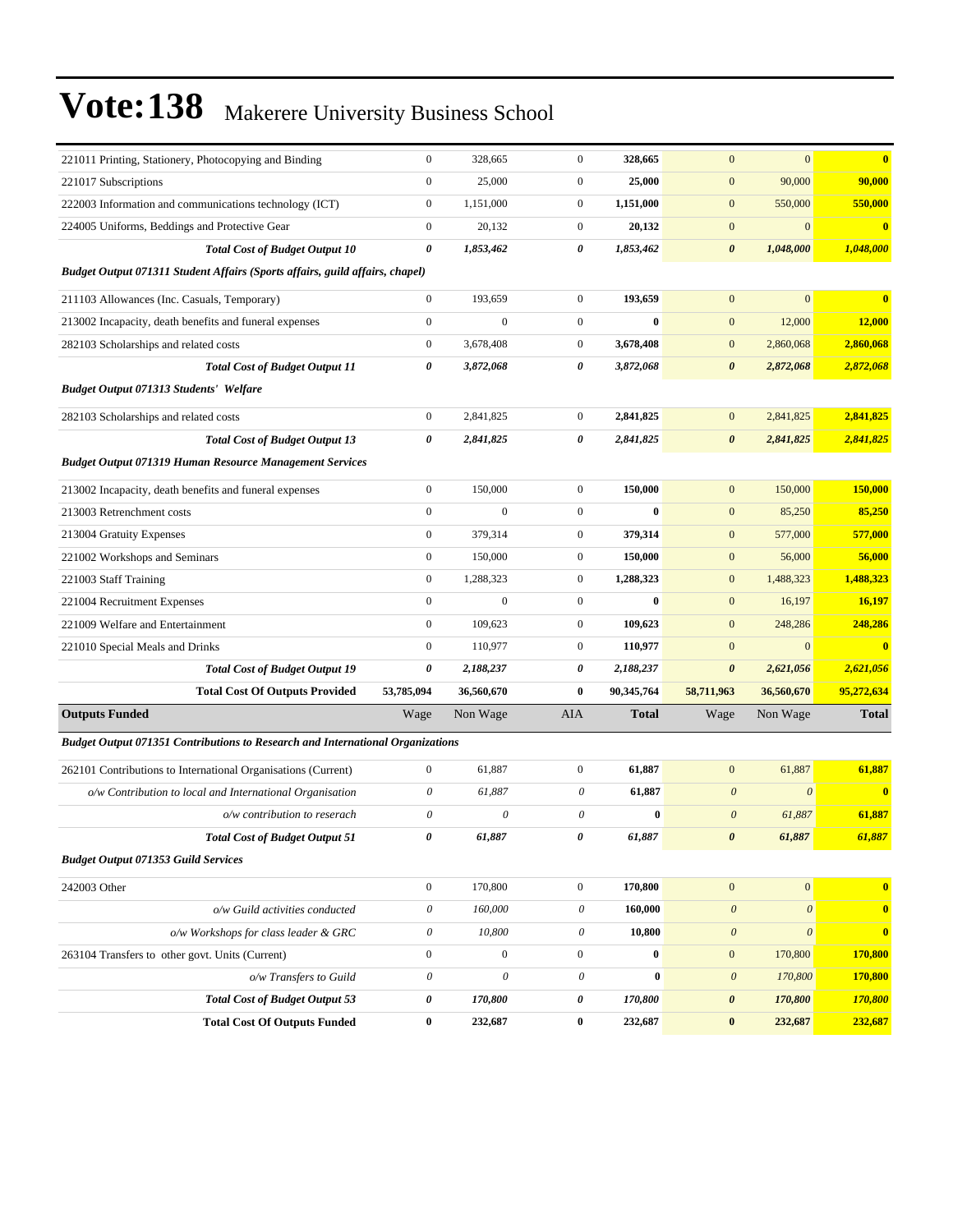# Vote:138 Makerere University Business School

| | | | | | | | |
|---|---|---|---|---|---|---|---|
| 221011 Printing, Stationery, Photocopying and Binding | 0 | 328,665 | 0 | **328,665** | 0 | 0 | **0** |
| 221017 Subscriptions | 0 | 25,000 | 0 | **25,000** | 0 | 90,000 | **90,000** |
| 222003 Information and communications technology (ICT) | 0 | 1,151,000 | 0 | **1,151,000** | 0 | 550,000 | **550,000** |
| 224005 Uniforms, Beddings and Protective Gear | 0 | 20,132 | 0 | **20,132** | 0 | 0 | **0** |
| ***Total Cost of Budget Output 10*** | ***0*** | ***1,853,462*** | ***0*** | ***1,853,462*** | ***0*** | ***1,048,000*** | ***1,048,000*** |
| ***Budget Output 071311 Student Affairs (Sports affairs, guild affairs, chapel)*** | | | | | | | |
| 211103 Allowances (Inc. Casuals, Temporary) | 0 | 193,659 | 0 | **193,659** | 0 | 0 | **0** |
| 213002 Incapacity, death benefits and funeral expenses | 0 | 0 | 0 | **0** | 0 | 12,000 | **12,000** |
| 282103 Scholarships and related costs | 0 | 3,678,408 | 0 | **3,678,408** | 0 | 2,860,068 | **2,860,068** |
| ***Total Cost of Budget Output 11*** | ***0*** | ***3,872,068*** | ***0*** | ***3,872,068*** | ***0*** | ***2,872,068*** | ***2,872,068*** |
| ***Budget Output 071313 Students' Welfare*** | | | | | | | |
| 282103 Scholarships and related costs | 0 | 2,841,825 | 0 | **2,841,825** | 0 | 2,841,825 | **2,841,825** |
| ***Total Cost of Budget Output 13*** | ***0*** | ***2,841,825*** | ***0*** | ***2,841,825*** | ***0*** | ***2,841,825*** | ***2,841,825*** |
| ***Budget Output 071319 Human Resource Management Services*** | | | | | | | |
| 213002 Incapacity, death benefits and funeral expenses | 0 | 150,000 | 0 | **150,000** | 0 | 150,000 | **150,000** |
| 213003 Retrenchment costs | 0 | 0 | 0 | **0** | 0 | 85,250 | **85,250** |
| 213004 Gratuity Expenses | 0 | 379,314 | 0 | **379,314** | 0 | 577,000 | **577,000** |
| 221002 Workshops and Seminars | 0 | 150,000 | 0 | **150,000** | 0 | 56,000 | **56,000** |
| 221003 Staff Training | 0 | 1,288,323 | 0 | **1,288,323** | 0 | 1,488,323 | **1,488,323** |
| 221004 Recruitment Expenses | 0 | 0 | 0 | **0** | 0 | 16,197 | **16,197** |
| 221009 Welfare and Entertainment | 0 | 109,623 | 0 | **109,623** | 0 | 248,286 | **248,286** |
| 221010 Special Meals and Drinks | 0 | 110,977 | 0 | **110,977** | 0 | 0 | **0** |
| ***Total Cost of Budget Output 19*** | ***0*** | ***2,188,237*** | ***0*** | ***2,188,237*** | ***0*** | ***2,621,056*** | ***2,621,056*** |
| **Total Cost Of Outputs Provided** | **53,785,094** | **36,560,670** | **0** | **90,345,764** | **58,711,963** | **36,560,670** | **95,272,634** |
| **Outputs Funded** | Wage | Non Wage | AIA | **Total** | Wage | Non Wage | **Total** |
| ***Budget Output 071351 Contributions to Research and International Organizations*** | | | | | | | |
| 262101 Contributions to International Organisations (Current) | 0 | 61,887 | 0 | **61,887** | 0 | 61,887 | **61,887** |
| *o/w Contribution to local and International Organisation* | *0* | *61,887* | *0* | **61,887** | *0* | *0* | **0** |
| *o/w contribution to reserach* | *0* | *0* | *0* | **0** | *0* | *61,887* | **61,887** |
| ***Total Cost of Budget Output 51*** | ***0*** | ***61,887*** | ***0*** | ***61,887*** | ***0*** | ***61,887*** | ***61,887*** |
| ***Budget Output 071353 Guild Services*** | | | | | | | |
| 242003 Other | 0 | 170,800 | 0 | **170,800** | 0 | 0 | **0** |
| *o/w Guild activities conducted* | *0* | *160,000* | *0* | **160,000** | *0* | *0* | **0** |
| *o/w Workshops for class leader & GRC* | *0* | *10,800* | *0* | **10,800** | *0* | *0* | **0** |
| 263104 Transfers to other govt. Units (Current) | 0 | 0 | 0 | **0** | 0 | 170,800 | **170,800** |
| *o/w Transfers to Guild* | *0* | *0* | *0* | **0** | *0* | *170,800* | **170,800** |
| ***Total Cost of Budget Output 53*** | ***0*** | ***170,800*** | ***0*** | ***170,800*** | ***0*** | ***170,800*** | ***170,800*** |
| **Total Cost Of Outputs Funded** | **0** | **232,687** | **0** | **232,687** | **0** | **232,687** | **232,687** |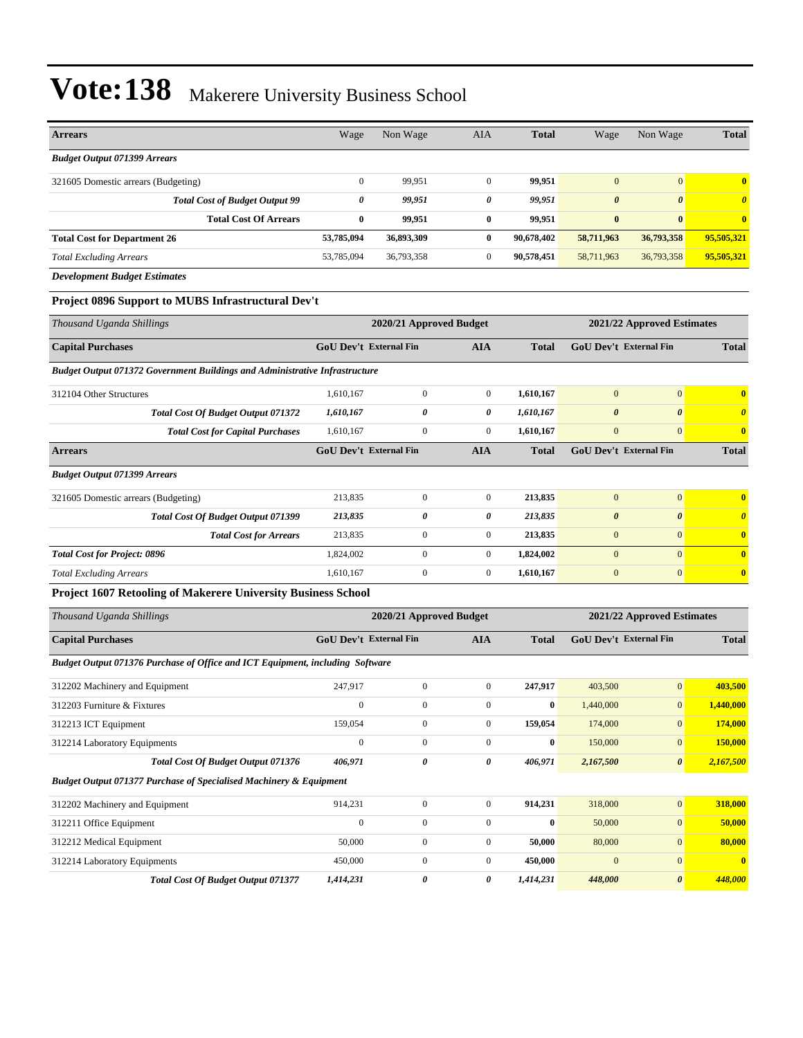# Vote:138 Makerere University Business School

| Arrears | Wage | Non Wage | AIA | Total | Wage | Non Wage | Total |
|---|---|---|---|---|---|---|---|
| ***Budget Output 071399 Arrears*** | | | | | | | |
| 321605 Domestic arrears (Budgeting) | 0 | 99,951 | 0 | **99,951** | 0 | 0 | **0** |
| ***Total Cost of Budget Output 99*** | ***0*** | ***99,951*** | ***0*** | ***99,951*** | ***0*** | ***0*** | ***0*** |
| **Total Cost Of Arrears** | **0** | **99,951** | **0** | **99,951** | **0** | **0** | **0** |
| **Total Cost for Department 26** | **53,785,094** | **36,893,309** | **0** | **90,678,402** | **58,711,963** | **36,793,358** | **95,505,321** |
| *Total Excluding Arrears* | 53,785,094 | 36,793,358 | 0 | **90,578,451** | 58,711,963 | 36,793,358 | **95,505,321** |

***Development Budget Estimates***

### Project 0896 Support to MUBS Infrastructural Dev't

| *Thousand Uganda Shillings* | 2020/21 Approved Budget | | | | 2021/22 Approved Estimates | | |
|---|---|---|---|---|---|---|---|
| **Capital Purchases** | **GoU Dev't** | **External Fin** | **AIA** | **Total** | **GoU Dev't** | **External Fin** | **Total** |
| ***Budget Output 071372 Government Buildings and Administrative Infrastructure*** | | | | | | | |
| 312104 Other Structures | 1,610,167 | 0 | 0 | **1,610,167** | 0 | 0 | **0** |
| ***Total Cost Of Budget Output 071372*** | ***1,610,167*** | ***0*** | ***0*** | ***1,610,167*** | ***0*** | ***0*** | ***0*** |
| ***Total Cost for Capital Purchases*** | 1,610,167 | 0 | 0 | **1,610,167** | 0 | 0 | **0** |
| **Arrears** | **GoU Dev't** | **External Fin** | **AIA** | **Total** | **GoU Dev't** | **External Fin** | **Total** |
| ***Budget Output 071399 Arrears*** | | | | | | | |
| 321605 Domestic arrears (Budgeting) | 213,835 | 0 | 0 | **213,835** | 0 | 0 | **0** |
| ***Total Cost Of Budget Output 071399*** | ***213,835*** | ***0*** | ***0*** | ***213,835*** | ***0*** | ***0*** | ***0*** |
| ***Total Cost for Arrears*** | 213,835 | 0 | 0 | **213,835** | 0 | 0 | **0** |
| ***Total Cost for Project: 0896*** | 1,824,002 | 0 | 0 | **1,824,002** | 0 | 0 | **0** |
| *Total Excluding Arrears* | 1,610,167 | 0 | 0 | **1,610,167** | 0 | 0 | **0** |

### Project 1607 Retooling of Makerere University Business School

| *Thousand Uganda Shillings* | 2020/21 Approved Budget | | | | 2021/22 Approved Estimates | | |
|---|---|---|---|---|---|---|---|
| **Capital Purchases** | **GoU Dev't** | **External Fin** | **AIA** | **Total** | **GoU Dev't** | **External Fin** | **Total** |
| ***Budget Output 071376 Purchase of Office and ICT Equipment, including Software*** | | | | | | | |
| 312202 Machinery and Equipment | 247,917 | 0 | 0 | **247,917** | 403,500 | 0 | **403,500** |
| 312203 Furniture & Fixtures | 0 | 0 | 0 | **0** | 1,440,000 | 0 | **1,440,000** |
| 312213 ICT Equipment | 159,054 | 0 | 0 | **159,054** | 174,000 | 0 | **174,000** |
| 312214 Laboratory Equipments | 0 | 0 | 0 | **0** | 150,000 | 0 | **150,000** |
| ***Total Cost Of Budget Output 071376*** | ***406,971*** | ***0*** | ***0*** | ***406,971*** | ***2,167,500*** | ***0*** | ***2,167,500*** |
| ***Budget Output 071377 Purchase of Specialised Machinery & Equipment*** | | | | | | | |
| 312202 Machinery and Equipment | 914,231 | 0 | 0 | **914,231** | 318,000 | 0 | **318,000** |
| 312211 Office Equipment | 0 | 0 | 0 | **0** | 50,000 | 0 | **50,000** |
| 312212 Medical Equipment | 50,000 | 0 | 0 | **50,000** | 80,000 | 0 | **80,000** |
| 312214 Laboratory Equipments | 450,000 | 0 | 0 | **450,000** | 0 | 0 | **0** |
| ***Total Cost Of Budget Output 071377*** | ***1,414,231*** | ***0*** | ***0*** | ***1,414,231*** | ***448,000*** | ***0*** | ***448,000*** |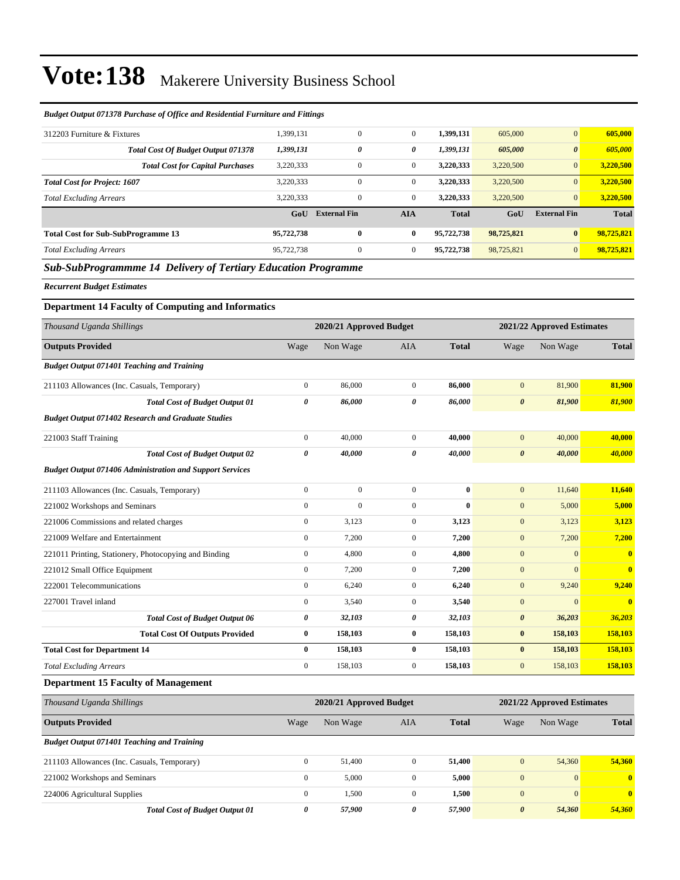# Vote:138 Makerere University Business School

***Budget Output 071378 Purchase of Office and Residential Furniture and Fittings***

| | | | | | | | |
|---|---|---|---|---|---|---|---|
| 312203 Furniture & Fixtures | 1,399,131 | 0 | 0 | **1,399,131** | 605,000 | 0 | **605,000** |
| ***Total Cost Of Budget Output 071378*** | ***1,399,131*** | ***0*** | ***0*** | ***1,399,131*** | ***605,000*** | ***0*** | ***605,000*** |
| ***Total Cost for Capital Purchases*** | 3,220,333 | 0 | 0 | **3,220,333** | 3,220,500 | 0 | **3,220,500** |
| ***Total Cost for Project: 1607*** | 3,220,333 | 0 | 0 | **3,220,333** | 3,220,500 | 0 | **3,220,500** |
| *Total Excluding Arrears* | 3,220,333 | 0 | 0 | **3,220,333** | 3,220,500 | 0 | **3,220,500** |
| | **GoU** | **External Fin** | **AIA** | **Total** | **GoU** | **External Fin** | **Total** |
| **Total Cost for Sub-SubProgramme 13** | **95,722,738** | **0** | **0** | **95,722,738** | **98,725,821** | **0** | **98,725,821** |
| *Total Excluding Arrears* | 95,722,738 | 0 | 0 | **95,722,738** | 98,725,821 | 0 | **98,725,821** |

## *Sub-SubProgrammme 14 Delivery of Tertiary Education Programme*

***Recurrent Budget Estimates***

### Department 14 Faculty of Computing and Informatics

| *Thousand Uganda Shillings* | 2020/21 Approved Budget | | | | 2021/22 Approved Estimates | | |
|---|---|---|---|---|---|---|---|
| **Outputs Provided** | Wage | Non Wage | AIA | **Total** | Wage | Non Wage | **Total** |
| ***Budget Output 071401 Teaching and Training*** | | | | | | | |
| 211103 Allowances (Inc. Casuals, Temporary) | 0 | 86,000 | 0 | **86,000** | 0 | 81,900 | **81,900** |
| ***Total Cost of Budget Output 01*** | ***0*** | ***86,000*** | ***0*** | ***86,000*** | ***0*** | ***81,900*** | ***81,900*** |
| ***Budget Output 071402 Research and Graduate Studies*** | | | | | | | |
| 221003 Staff Training | 0 | 40,000 | 0 | **40,000** | 0 | 40,000 | **40,000** |
| ***Total Cost of Budget Output 02*** | ***0*** | ***40,000*** | ***0*** | ***40,000*** | ***0*** | ***40,000*** | ***40,000*** |
| ***Budget Output 071406 Administration and Support Services*** | | | | | | | |
| 211103 Allowances (Inc. Casuals, Temporary) | 0 | 0 | 0 | **0** | 0 | 11,640 | **11,640** |
| 221002 Workshops and Seminars | 0 | 0 | 0 | **0** | 0 | 5,000 | **5,000** |
| 221006 Commissions and related charges | 0 | 3,123 | 0 | **3,123** | 0 | 3,123 | **3,123** |
| 221009 Welfare and Entertainment | 0 | 7,200 | 0 | **7,200** | 0 | 7,200 | **7,200** |
| 221011 Printing, Stationery, Photocopying and Binding | 0 | 4,800 | 0 | **4,800** | 0 | 0 | **0** |
| 221012 Small Office Equipment | 0 | 7,200 | 0 | **7,200** | 0 | 0 | **0** |
| 222001 Telecommunications | 0 | 6,240 | 0 | **6,240** | 0 | 9,240 | **9,240** |
| 227001 Travel inland | 0 | 3,540 | 0 | **3,540** | 0 | 0 | **0** |
| ***Total Cost of Budget Output 06*** | ***0*** | ***32,103*** | ***0*** | ***32,103*** | ***0*** | ***36,203*** | ***36,203*** |
| **Total Cost Of Outputs Provided** | **0** | **158,103** | **0** | **158,103** | **0** | **158,103** | **158,103** |
| **Total Cost for Department 14** | **0** | **158,103** | **0** | **158,103** | **0** | **158,103** | **158,103** |
| *Total Excluding Arrears* | 0 | 158,103 | 0 | **158,103** | 0 | 158,103 | **158,103** |

### Department 15 Faculty of Management

| *Thousand Uganda Shillings* | 2020/21 Approved Budget | | | | 2021/22 Approved Estimates | | |
|---|---|---|---|---|---|---|---|
| **Outputs Provided** | Wage | Non Wage | AIA | **Total** | Wage | Non Wage | **Total** |
| ***Budget Output 071401 Teaching and Training*** | | | | | | | |
| 211103 Allowances (Inc. Casuals, Temporary) | 0 | 51,400 | 0 | **51,400** | 0 | 54,360 | **54,360** |
| 221002 Workshops and Seminars | 0 | 5,000 | 0 | **5,000** | 0 | 0 | **0** |
| 224006 Agricultural Supplies | 0 | 1,500 | 0 | **1,500** | 0 | 0 | **0** |
| ***Total Cost of Budget Output 01*** | ***0*** | ***57,900*** | ***0*** | ***57,900*** | ***0*** | ***54,360*** | ***54,360*** |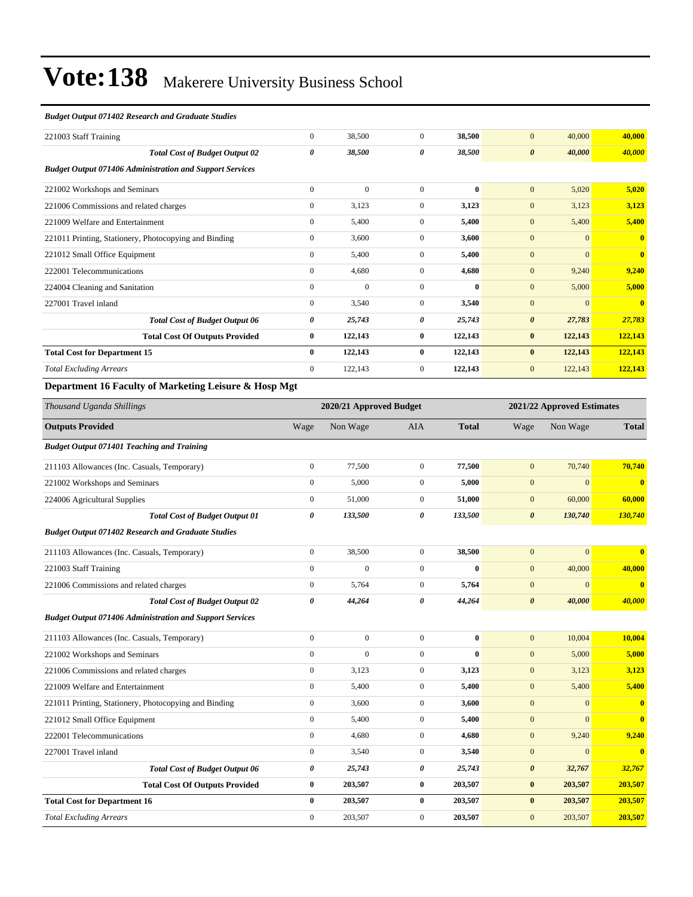# Vote:138 Makerere University Business School

| | Wage | Non Wage | AIA | Total | Wage | Non Wage | Total |
|---|---|---|---|---|---|---|---|
| ***Budget Output 071402 Research and Graduate Studies*** | | | | | | | |
| 221003 Staff Training | 0 | 38,500 | 0 | **38,500** | 0 | 40,000 | **40,000** |
| ***Total Cost of Budget Output 02*** | ***0*** | ***38,500*** | ***0*** | ***38,500*** | ***0*** | ***40,000*** | ***40,000*** |
| ***Budget Output 071406 Administration and Support Services*** | | | | | | | |
| 221002 Workshops and Seminars | 0 | 0 | 0 | **0** | 0 | 5,020 | **5,020** |
| 221006 Commissions and related charges | 0 | 3,123 | 0 | **3,123** | 0 | 3,123 | **3,123** |
| 221009 Welfare and Entertainment | 0 | 5,400 | 0 | **5,400** | 0 | 5,400 | **5,400** |
| 221011 Printing, Stationery, Photocopying and Binding | 0 | 3,600 | 0 | **3,600** | 0 | 0 | **0** |
| 221012 Small Office Equipment | 0 | 5,400 | 0 | **5,400** | 0 | 0 | **0** |
| 222001 Telecommunications | 0 | 4,680 | 0 | **4,680** | 0 | 9,240 | **9,240** |
| 224004 Cleaning and Sanitation | 0 | 0 | 0 | **0** | 0 | 5,000 | **5,000** |
| 227001 Travel inland | 0 | 3,540 | 0 | **3,540** | 0 | 0 | **0** |
| ***Total Cost of Budget Output 06*** | ***0*** | ***25,743*** | ***0*** | ***25,743*** | ***0*** | ***27,783*** | ***27,783*** |
| **Total Cost Of Outputs Provided** | **0** | **122,143** | **0** | **122,143** | **0** | **122,143** | **122,143** |
| **Total Cost for Department 15** | **0** | **122,143** | **0** | **122,143** | **0** | **122,143** | **122,143** |
| *Total Excluding Arrears* | 0 | 122,143 | 0 | **122,143** | 0 | 122,143 | **122,143** |

**Department 16 Faculty of Marketing Leisure & Hosp Mgt**

| *Thousand Uganda Shillings* | 2020/21 Approved Budget | | | | 2021/22 Approved Estimates | | |
|---|---|---|---|---|---|---|---|
| **Outputs Provided** | Wage | Non Wage | AIA | **Total** | Wage | Non Wage | **Total** |
| ***Budget Output 071401 Teaching and Training*** | | | | | | | |
| 211103 Allowances (Inc. Casuals, Temporary) | 0 | 77,500 | 0 | **77,500** | 0 | 70,740 | **70,740** |
| 221002 Workshops and Seminars | 0 | 5,000 | 0 | **5,000** | 0 | 0 | **0** |
| 224006 Agricultural Supplies | 0 | 51,000 | 0 | **51,000** | 0 | 60,000 | **60,000** |
| ***Total Cost of Budget Output 01*** | ***0*** | ***133,500*** | ***0*** | ***133,500*** | ***0*** | ***130,740*** | ***130,740*** |
| ***Budget Output 071402 Research and Graduate Studies*** | | | | | | | |
| 211103 Allowances (Inc. Casuals, Temporary) | 0 | 38,500 | 0 | **38,500** | 0 | 0 | **0** |
| 221003 Staff Training | 0 | 0 | 0 | **0** | 0 | 40,000 | **40,000** |
| 221006 Commissions and related charges | 0 | 5,764 | 0 | **5,764** | 0 | 0 | **0** |
| ***Total Cost of Budget Output 02*** | ***0*** | ***44,264*** | ***0*** | ***44,264*** | ***0*** | ***40,000*** | ***40,000*** |
| ***Budget Output 071406 Administration and Support Services*** | | | | | | | |
| 211103 Allowances (Inc. Casuals, Temporary) | 0 | 0 | 0 | **0** | 0 | 10,004 | **10,004** |
| 221002 Workshops and Seminars | 0 | 0 | 0 | **0** | 0 | 5,000 | **5,000** |
| 221006 Commissions and related charges | 0 | 3,123 | 0 | **3,123** | 0 | 3,123 | **3,123** |
| 221009 Welfare and Entertainment | 0 | 5,400 | 0 | **5,400** | 0 | 5,400 | **5,400** |
| 221011 Printing, Stationery, Photocopying and Binding | 0 | 3,600 | 0 | **3,600** | 0 | 0 | **0** |
| 221012 Small Office Equipment | 0 | 5,400 | 0 | **5,400** | 0 | 0 | **0** |
| 222001 Telecommunications | 0 | 4,680 | 0 | **4,680** | 0 | 9,240 | **9,240** |
| 227001 Travel inland | 0 | 3,540 | 0 | **3,540** | 0 | 0 | **0** |
| ***Total Cost of Budget Output 06*** | ***0*** | ***25,743*** | ***0*** | ***25,743*** | ***0*** | ***32,767*** | ***32,767*** |
| **Total Cost Of Outputs Provided** | **0** | **203,507** | **0** | **203,507** | **0** | **203,507** | **203,507** |
| **Total Cost for Department 16** | **0** | **203,507** | **0** | **203,507** | **0** | **203,507** | **203,507** |
| *Total Excluding Arrears* | 0 | 203,507 | 0 | **203,507** | 0 | 203,507 | **203,507** |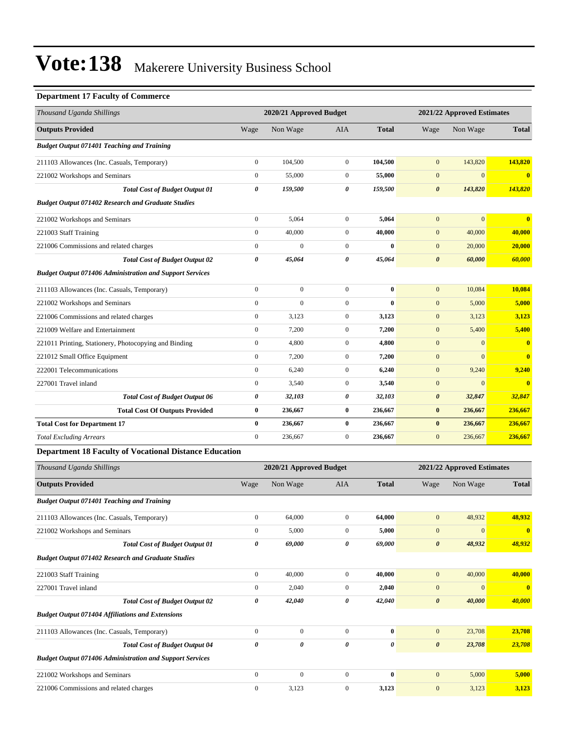# Vote:138 Makerere University Business School

### Department 17 Faculty of Commerce

| *Thousand Uganda Shillings* | 2020/21 Approved Budget | | | | 2021/22 Approved Estimates | | |
|---|---|---|---|---|---|---|---|
| **Outputs Provided** | Wage | Non Wage | AIA | **Total** | Wage | Non Wage | **Total** |
| ***Budget Output 071401 Teaching and Training*** | | | | | | | |
| 211103 Allowances (Inc. Casuals, Temporary) | 0 | 104,500 | 0 | **104,500** | 0 | 143,820 | **143,820** |
| 221002 Workshops and Seminars | 0 | 55,000 | 0 | **55,000** | 0 | 0 | **0** |
| ***Total Cost of Budget Output 01*** | ***0*** | ***159,500*** | ***0*** | ***159,500*** | ***0*** | ***143,820*** | ***143,820*** |
| ***Budget Output 071402 Research and Graduate Studies*** | | | | | | | |
| 221002 Workshops and Seminars | 0 | 5,064 | 0 | **5,064** | 0 | 0 | **0** |
| 221003 Staff Training | 0 | 40,000 | 0 | **40,000** | 0 | 40,000 | **40,000** |
| 221006 Commissions and related charges | 0 | 0 | 0 | **0** | 0 | 20,000 | **20,000** |
| ***Total Cost of Budget Output 02*** | ***0*** | ***45,064*** | ***0*** | ***45,064*** | ***0*** | ***60,000*** | ***60,000*** |
| ***Budget Output 071406 Administration and Support Services*** | | | | | | | |
| 211103 Allowances (Inc. Casuals, Temporary) | 0 | 0 | 0 | **0** | 0 | 10,084 | **10,084** |
| 221002 Workshops and Seminars | 0 | 0 | 0 | **0** | 0 | 5,000 | **5,000** |
| 221006 Commissions and related charges | 0 | 3,123 | 0 | **3,123** | 0 | 3,123 | **3,123** |
| 221009 Welfare and Entertainment | 0 | 7,200 | 0 | **7,200** | 0 | 5,400 | **5,400** |
| 221011 Printing, Stationery, Photocopying and Binding | 0 | 4,800 | 0 | **4,800** | 0 | 0 | **0** |
| 221012 Small Office Equipment | 0 | 7,200 | 0 | **7,200** | 0 | 0 | **0** |
| 222001 Telecommunications | 0 | 6,240 | 0 | **6,240** | 0 | 9,240 | **9,240** |
| 227001 Travel inland | 0 | 3,540 | 0 | **3,540** | 0 | 0 | **0** |
| ***Total Cost of Budget Output 06*** | ***0*** | ***32,103*** | ***0*** | ***32,103*** | ***0*** | ***32,847*** | ***32,847*** |
| **Total Cost Of Outputs Provided** | **0** | **236,667** | **0** | **236,667** | **0** | **236,667** | **236,667** |
| **Total Cost for Department 17** | **0** | **236,667** | **0** | **236,667** | **0** | **236,667** | **236,667** |
| *Total Excluding Arrears* | 0 | 236,667 | 0 | 236,667 | 0 | 236,667 | **236,667** |

### Department 18 Faculty of Vocational Distance Education

| *Thousand Uganda Shillings* | 2020/21 Approved Budget | | | | 2021/22 Approved Estimates | | |
|---|---|---|---|---|---|---|---|
| **Outputs Provided** | Wage | Non Wage | AIA | **Total** | Wage | Non Wage | **Total** |
| ***Budget Output 071401 Teaching and Training*** | | | | | | | |
| 211103 Allowances (Inc. Casuals, Temporary) | 0 | 64,000 | 0 | **64,000** | 0 | 48,932 | **48,932** |
| 221002 Workshops and Seminars | 0 | 5,000 | 0 | **5,000** | 0 | 0 | **0** |
| ***Total Cost of Budget Output 01*** | ***0*** | ***69,000*** | ***0*** | ***69,000*** | ***0*** | ***48,932*** | ***48,932*** |
| ***Budget Output 071402 Research and Graduate Studies*** | | | | | | | |
| 221003 Staff Training | 0 | 40,000 | 0 | **40,000** | 0 | 40,000 | **40,000** |
| 227001 Travel inland | 0 | 2,040 | 0 | **2,040** | 0 | 0 | **0** |
| ***Total Cost of Budget Output 02*** | ***0*** | ***42,040*** | ***0*** | ***42,040*** | ***0*** | ***40,000*** | ***40,000*** |
| ***Budget Output 071404 Affiliations and Extensions*** | | | | | | | |
| 211103 Allowances (Inc. Casuals, Temporary) | 0 | 0 | 0 | **0** | 0 | 23,708 | **23,708** |
| ***Total Cost of Budget Output 04*** | ***0*** | ***0*** | ***0*** | ***0*** | ***0*** | ***23,708*** | ***23,708*** |
| ***Budget Output 071406 Administration and Support Services*** | | | | | | | |
| 221002 Workshops and Seminars | 0 | 0 | 0 | **0** | 0 | 5,000 | **5,000** |
| 221006 Commissions and related charges | 0 | 3,123 | 0 | **3,123** | 0 | 3,123 | **3,123** |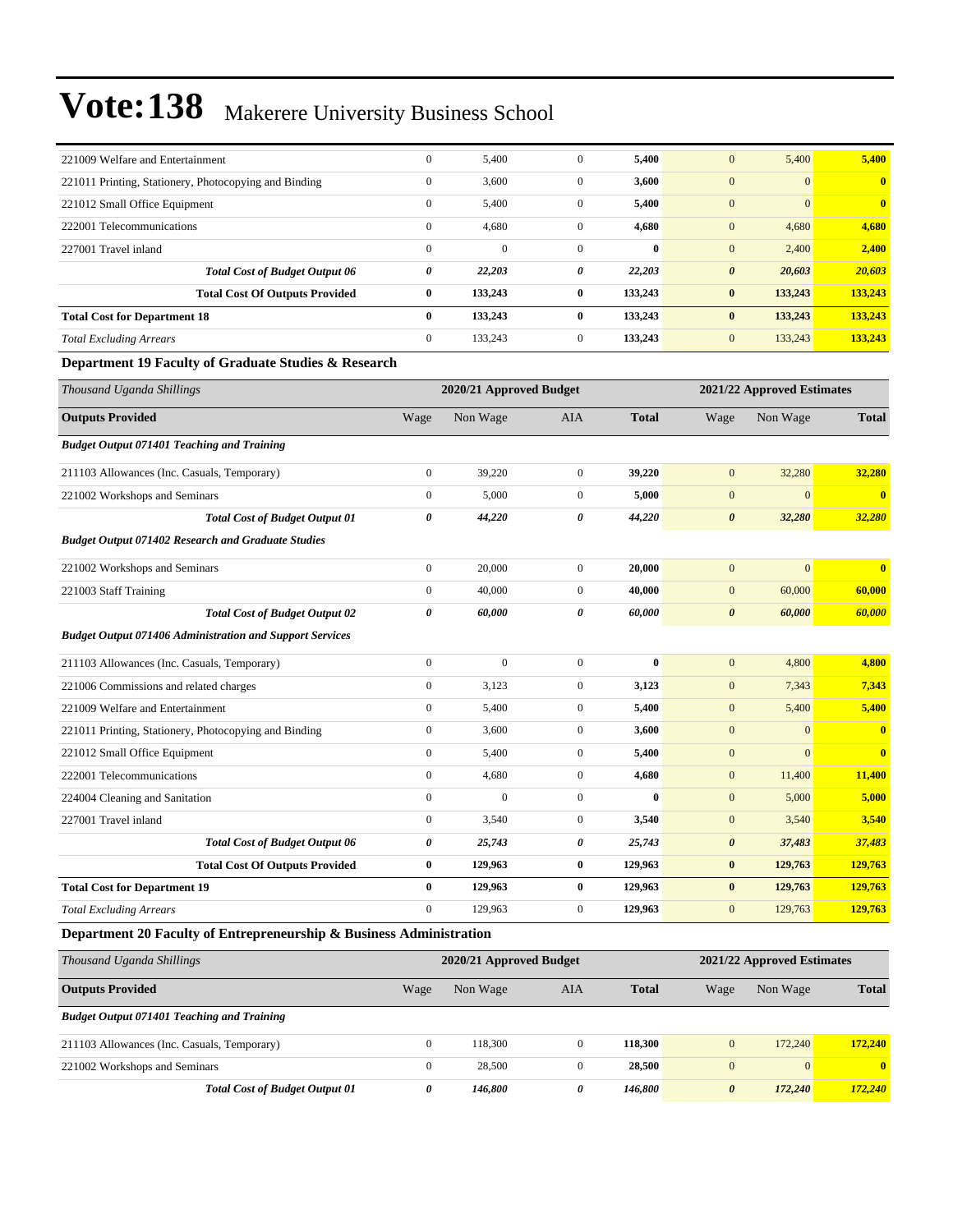| | | | | | | | |
|---|---|---|---|---|---|---|---|
| 221009 Welfare and Entertainment | 0 | 5,400 | 0 | **5,400** | 0 | 5,400 | **5,400** |
| 221011 Printing, Stationery, Photocopying and Binding | 0 | 3,600 | 0 | **3,600** | 0 | 0 | **0** |
| 221012 Small Office Equipment | 0 | 5,400 | 0 | **5,400** | 0 | 0 | **0** |
| 222001 Telecommunications | 0 | 4,680 | 0 | **4,680** | 0 | 4,680 | **4,680** |
| 227001 Travel inland | 0 | 0 | 0 | **0** | 0 | 2,400 | **2,400** |
| ***Total Cost of Budget Output 06*** | ***0*** | ***22,203*** | ***0*** | ***22,203*** | ***0*** | ***20,603*** | ***20,603*** |
| **Total Cost Of Outputs Provided** | **0** | **133,243** | **0** | **133,243** | **0** | **133,243** | **133,243** |
| **Total Cost for Department 18** | **0** | **133,243** | **0** | **133,243** | **0** | **133,243** | **133,243** |
| *Total Excluding Arrears* | 0 | 133,243 | 0 | **133,243** | 0 | 133,243 | **133,243** |

**Department 19 Faculty of Graduate Studies & Research**

| *Thousand Uganda Shillings* | 2020/21 Approved Budget | | | | 2021/22 Approved Estimates | | |
|---|---|---|---|---|---|---|---|
| **Outputs Provided** | Wage | Non Wage | AIA | **Total** | Wage | Non Wage | **Total** |
| ***Budget Output 071401 Teaching and Training*** | | | | | | | |
| 211103 Allowances (Inc. Casuals, Temporary) | 0 | 39,220 | 0 | **39,220** | 0 | 32,280 | **32,280** |
| 221002 Workshops and Seminars | 0 | 5,000 | 0 | **5,000** | 0 | 0 | **0** |
| ***Total Cost of Budget Output 01*** | ***0*** | ***44,220*** | ***0*** | ***44,220*** | ***0*** | ***32,280*** | ***32,280*** |
| ***Budget Output 071402 Research and Graduate Studies*** | | | | | | | |
| 221002 Workshops and Seminars | 0 | 20,000 | 0 | **20,000** | 0 | 0 | **0** |
| 221003 Staff Training | 0 | 40,000 | 0 | **40,000** | 0 | 60,000 | **60,000** |
| ***Total Cost of Budget Output 02*** | ***0*** | ***60,000*** | ***0*** | ***60,000*** | ***0*** | ***60,000*** | ***60,000*** |
| ***Budget Output 071406 Administration and Support Services*** | | | | | | | |
| 211103 Allowances (Inc. Casuals, Temporary) | 0 | 0 | 0 | **0** | 0 | 4,800 | **4,800** |
| 221006 Commissions and related charges | 0 | 3,123 | 0 | **3,123** | 0 | 7,343 | **7,343** |
| 221009 Welfare and Entertainment | 0 | 5,400 | 0 | **5,400** | 0 | 5,400 | **5,400** |
| 221011 Printing, Stationery, Photocopying and Binding | 0 | 3,600 | 0 | **3,600** | 0 | 0 | **0** |
| 221012 Small Office Equipment | 0 | 5,400 | 0 | **5,400** | 0 | 0 | **0** |
| 222001 Telecommunications | 0 | 4,680 | 0 | **4,680** | 0 | 11,400 | **11,400** |
| 224004 Cleaning and Sanitation | 0 | 0 | 0 | **0** | 0 | 5,000 | **5,000** |
| 227001 Travel inland | 0 | 3,540 | 0 | **3,540** | 0 | 3,540 | **3,540** |
| ***Total Cost of Budget Output 06*** | ***0*** | ***25,743*** | ***0*** | ***25,743*** | ***0*** | ***37,483*** | ***37,483*** |
| **Total Cost Of Outputs Provided** | **0** | **129,963** | **0** | **129,963** | **0** | **129,763** | **129,763** |
| **Total Cost for Department 19** | **0** | **129,963** | **0** | **129,963** | **0** | **129,763** | **129,763** |
| *Total Excluding Arrears* | 0 | 129,963 | 0 | **129,963** | 0 | 129,763 | **129,763** |

**Department 20 Faculty of Entrepreneurship & Business Administration**

| *Thousand Uganda Shillings* | 2020/21 Approved Budget | | | | 2021/22 Approved Estimates | | |
|---|---|---|---|---|---|---|---|
| **Outputs Provided** | Wage | Non Wage | AIA | **Total** | Wage | Non Wage | **Total** |
| ***Budget Output 071401 Teaching and Training*** | | | | | | | |
| 211103 Allowances (Inc. Casuals, Temporary) | 0 | 118,300 | 0 | **118,300** | 0 | 172,240 | **172,240** |
| 221002 Workshops and Seminars | 0 | 28,500 | 0 | **28,500** | 0 | 0 | **0** |
| ***Total Cost of Budget Output 01*** | ***0*** | ***146,800*** | ***0*** | ***146,800*** | ***0*** | ***172,240*** | ***172,240*** |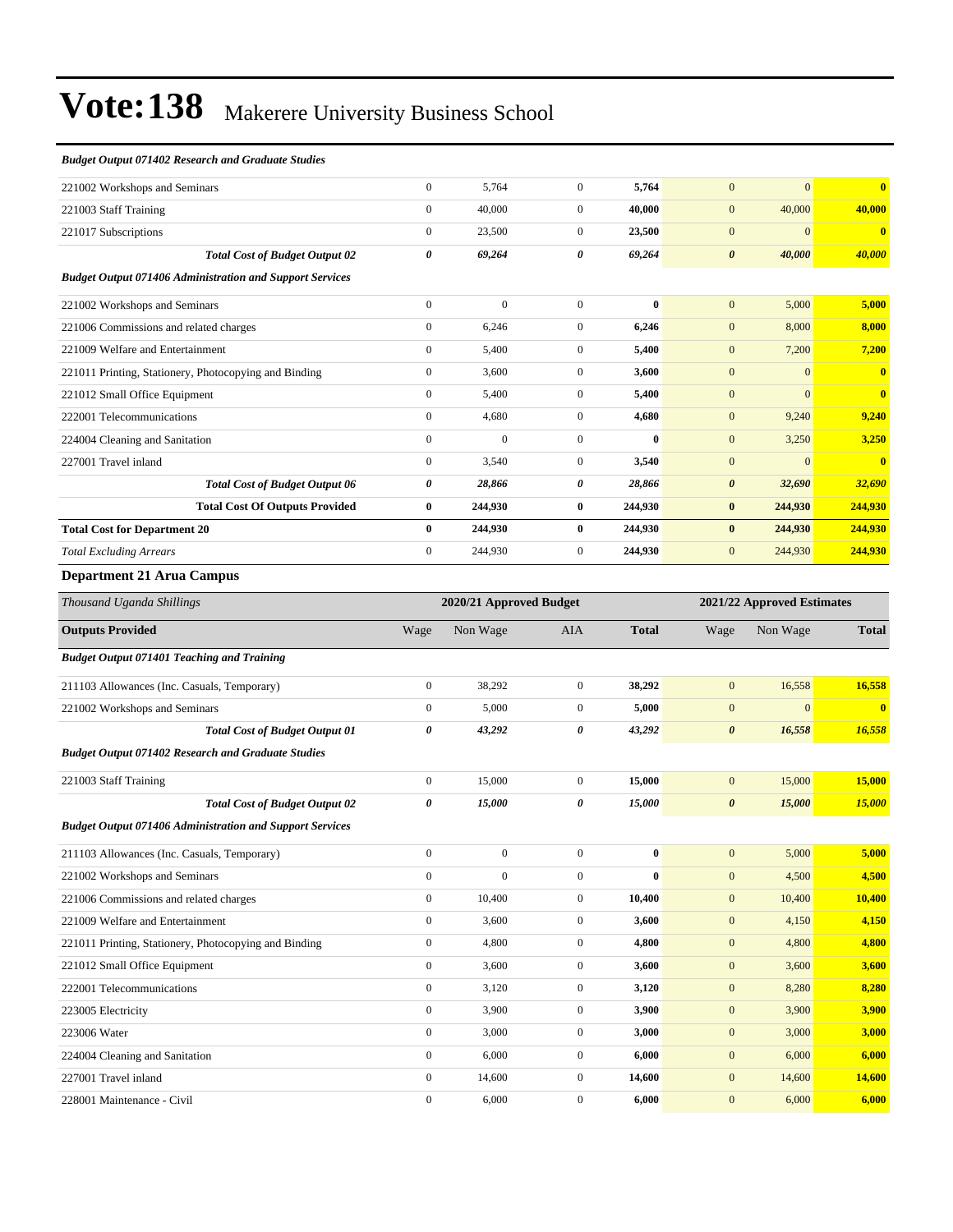# Vote:138 Makerere University Business School

| *Budget Output 071402 Research and Graduate Studies* | | | | | | | |
|---|---|---|---|---|---|---|---|
| 221002 Workshops and Seminars | 0 | 5,764 | 0 | **5,764** | 0 | 0 | **0** |
| 221003 Staff Training | 0 | 40,000 | 0 | **40,000** | 0 | 40,000 | **40,000** |
| 221017 Subscriptions | 0 | 23,500 | 0 | **23,500** | 0 | 0 | **0** |
| ***Total Cost of Budget Output 02*** | ***0*** | ***69,264*** | ***0*** | ***69,264*** | ***0*** | ***40,000*** | ***40,000*** |
| ***Budget Output 071406 Administration and Support Services*** | | | | | | | |
| 221002 Workshops and Seminars | 0 | 0 | 0 | **0** | 0 | 5,000 | **5,000** |
| 221006 Commissions and related charges | 0 | 6,246 | 0 | **6,246** | 0 | 8,000 | **8,000** |
| 221009 Welfare and Entertainment | 0 | 5,400 | 0 | **5,400** | 0 | 7,200 | **7,200** |
| 221011 Printing, Stationery, Photocopying and Binding | 0 | 3,600 | 0 | **3,600** | 0 | 0 | **0** |
| 221012 Small Office Equipment | 0 | 5,400 | 0 | **5,400** | 0 | 0 | **0** |
| 222001 Telecommunications | 0 | 4,680 | 0 | **4,680** | 0 | 9,240 | **9,240** |
| 224004 Cleaning and Sanitation | 0 | 0 | 0 | **0** | 0 | 3,250 | **3,250** |
| 227001 Travel inland | 0 | 3,540 | 0 | **3,540** | 0 | 0 | **0** |
| ***Total Cost of Budget Output 06*** | ***0*** | ***28,866*** | ***0*** | ***28,866*** | ***0*** | ***32,690*** | ***32,690*** |
| **Total Cost Of Outputs Provided** | **0** | **244,930** | **0** | **244,930** | **0** | **244,930** | **244,930** |
| **Total Cost for Department 20** | **0** | **244,930** | **0** | **244,930** | **0** | **244,930** | **244,930** |
| *Total Excluding Arrears* | 0 | 244,930 | 0 | **244,930** | 0 | 244,930 | **244,930** |

### Department 21 Arua Campus

| *Thousand Uganda Shillings* | 2020/21 Approved Budget | | | | 2021/22 Approved Estimates | | |
|---|---|---|---|---|---|---|---|
| **Outputs Provided** | Wage | Non Wage | AIA | **Total** | Wage | Non Wage | **Total** |
| ***Budget Output 071401 Teaching and Training*** | | | | | | | |
| 211103 Allowances (Inc. Casuals, Temporary) | 0 | 38,292 | 0 | **38,292** | 0 | 16,558 | **16,558** |
| 221002 Workshops and Seminars | 0 | 5,000 | 0 | **5,000** | 0 | 0 | **0** |
| ***Total Cost of Budget Output 01*** | ***0*** | ***43,292*** | ***0*** | ***43,292*** | ***0*** | ***16,558*** | ***16,558*** |
| ***Budget Output 071402 Research and Graduate Studies*** | | | | | | | |
| 221003 Staff Training | 0 | 15,000 | 0 | **15,000** | 0 | 15,000 | **15,000** |
| ***Total Cost of Budget Output 02*** | ***0*** | ***15,000*** | ***0*** | ***15,000*** | ***0*** | ***15,000*** | ***15,000*** |
| ***Budget Output 071406 Administration and Support Services*** | | | | | | | |
| 211103 Allowances (Inc. Casuals, Temporary) | 0 | 0 | 0 | **0** | 0 | 5,000 | **5,000** |
| 221002 Workshops and Seminars | 0 | 0 | 0 | **0** | 0 | 4,500 | **4,500** |
| 221006 Commissions and related charges | 0 | 10,400 | 0 | **10,400** | 0 | 10,400 | **10,400** |
| 221009 Welfare and Entertainment | 0 | 3,600 | 0 | **3,600** | 0 | 4,150 | **4,150** |
| 221011 Printing, Stationery, Photocopying and Binding | 0 | 4,800 | 0 | **4,800** | 0 | 4,800 | **4,800** |
| 221012 Small Office Equipment | 0 | 3,600 | 0 | **3,600** | 0 | 3,600 | **3,600** |
| 222001 Telecommunications | 0 | 3,120 | 0 | **3,120** | 0 | 8,280 | **8,280** |
| 223005 Electricity | 0 | 3,900 | 0 | **3,900** | 0 | 3,900 | **3,900** |
| 223006 Water | 0 | 3,000 | 0 | **3,000** | 0 | 3,000 | **3,000** |
| 224004 Cleaning and Sanitation | 0 | 6,000 | 0 | **6,000** | 0 | 6,000 | **6,000** |
| 227001 Travel inland | 0 | 14,600 | 0 | **14,600** | 0 | 14,600 | **14,600** |
| 228001 Maintenance - Civil | 0 | 6,000 | 0 | **6,000** | 0 | 6,000 | **6,000** |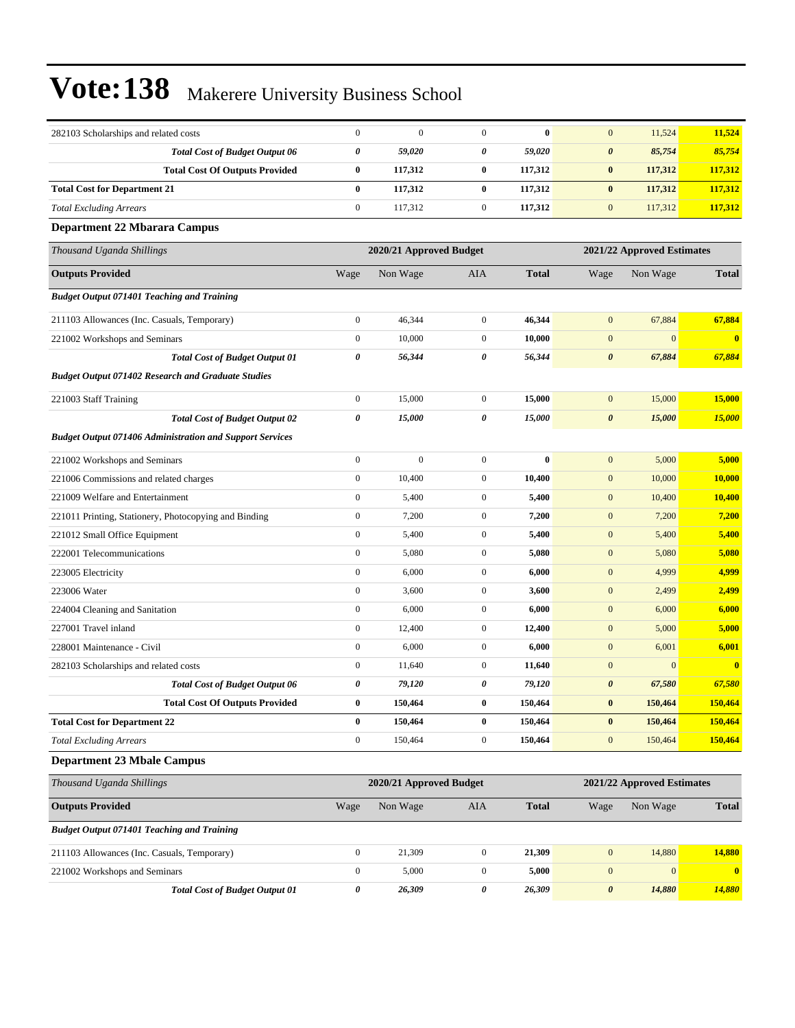# Vote:138 Makerere University Business School

| | | | | | | | |
|---|---|---|---|---|---|---|---|
| 282103 Scholarships and related costs | 0 | 0 | 0 | **0** | 0 | 11,524 | **11,524** |
| ***Total Cost of Budget Output 06*** | ***0*** | ***59,020*** | ***0*** | ***59,020*** | ***0*** | ***85,754*** | ***85,754*** |
| **Total Cost Of Outputs Provided** | **0** | **117,312** | **0** | **117,312** | **0** | **117,312** | **117,312** |
| **Total Cost for Department 21** | **0** | **117,312** | **0** | **117,312** | **0** | **117,312** | **117,312** |
| *Total Excluding Arrears* | 0 | 117,312 | 0 | **117,312** | 0 | 117,312 | **117,312** |

### Department 22 Mbarara Campus

| *Thousand Uganda Shillings* | 2020/21 Approved Budget | | | | 2021/22 Approved Estimates | | |
|---|---|---|---|---|---|---|---|
| **Outputs Provided** | Wage | Non Wage | AIA | **Total** | Wage | Non Wage | **Total** |
| ***Budget Output 071401 Teaching and Training*** | | | | | | | |
| 211103 Allowances (Inc. Casuals, Temporary) | 0 | 46,344 | 0 | **46,344** | 0 | 67,884 | **67,884** |
| 221002 Workshops and Seminars | 0 | 10,000 | 0 | **10,000** | 0 | 0 | **0** |
| ***Total Cost of Budget Output 01*** | ***0*** | ***56,344*** | ***0*** | ***56,344*** | ***0*** | ***67,884*** | ***67,884*** |
| ***Budget Output 071402 Research and Graduate Studies*** | | | | | | | |
| 221003 Staff Training | 0 | 15,000 | 0 | **15,000** | 0 | 15,000 | **15,000** |
| ***Total Cost of Budget Output 02*** | ***0*** | ***15,000*** | ***0*** | ***15,000*** | ***0*** | ***15,000*** | ***15,000*** |
| ***Budget Output 071406 Administration and Support Services*** | | | | | | | |
| 221002 Workshops and Seminars | 0 | 0 | 0 | **0** | 0 | 5,000 | **5,000** |
| 221006 Commissions and related charges | 0 | 10,400 | 0 | **10,400** | 0 | 10,000 | **10,000** |
| 221009 Welfare and Entertainment | 0 | 5,400 | 0 | **5,400** | 0 | 10,400 | **10,400** |
| 221011 Printing, Stationery, Photocopying and Binding | 0 | 7,200 | 0 | **7,200** | 0 | 7,200 | **7,200** |
| 221012 Small Office Equipment | 0 | 5,400 | 0 | **5,400** | 0 | 5,400 | **5,400** |
| 222001 Telecommunications | 0 | 5,080 | 0 | **5,080** | 0 | 5,080 | **5,080** |
| 223005 Electricity | 0 | 6,000 | 0 | **6,000** | 0 | 4,999 | **4,999** |
| 223006 Water | 0 | 3,600 | 0 | **3,600** | 0 | 2,499 | **2,499** |
| 224004 Cleaning and Sanitation | 0 | 6,000 | 0 | **6,000** | 0 | 6,000 | **6,000** |
| 227001 Travel inland | 0 | 12,400 | 0 | **12,400** | 0 | 5,000 | **5,000** |
| 228001 Maintenance - Civil | 0 | 6,000 | 0 | **6,000** | 0 | 6,001 | **6,001** |
| 282103 Scholarships and related costs | 0 | 11,640 | 0 | **11,640** | 0 | 0 | **0** |
| ***Total Cost of Budget Output 06*** | ***0*** | ***79,120*** | ***0*** | ***79,120*** | ***0*** | ***67,580*** | ***67,580*** |
| **Total Cost Of Outputs Provided** | **0** | **150,464** | **0** | **150,464** | **0** | **150,464** | **150,464** |
| **Total Cost for Department 22** | **0** | **150,464** | **0** | **150,464** | **0** | **150,464** | **150,464** |
| *Total Excluding Arrears* | 0 | 150,464 | 0 | **150,464** | 0 | 150,464 | **150,464** |

### Department 23 Mbale Campus

| *Thousand Uganda Shillings* | 2020/21 Approved Budget | | | | 2021/22 Approved Estimates | | |
|---|---|---|---|---|---|---|---|
| **Outputs Provided** | Wage | Non Wage | AIA | **Total** | Wage | Non Wage | **Total** |
| ***Budget Output 071401 Teaching and Training*** | | | | | | | |
| 211103 Allowances (Inc. Casuals, Temporary) | 0 | 21,309 | 0 | **21,309** | 0 | 14,880 | **14,880** |
| 221002 Workshops and Seminars | 0 | 5,000 | 0 | **5,000** | 0 | 0 | **0** |
| ***Total Cost of Budget Output 01*** | ***0*** | ***26,309*** | ***0*** | ***26,309*** | ***0*** | ***14,880*** | ***14,880*** |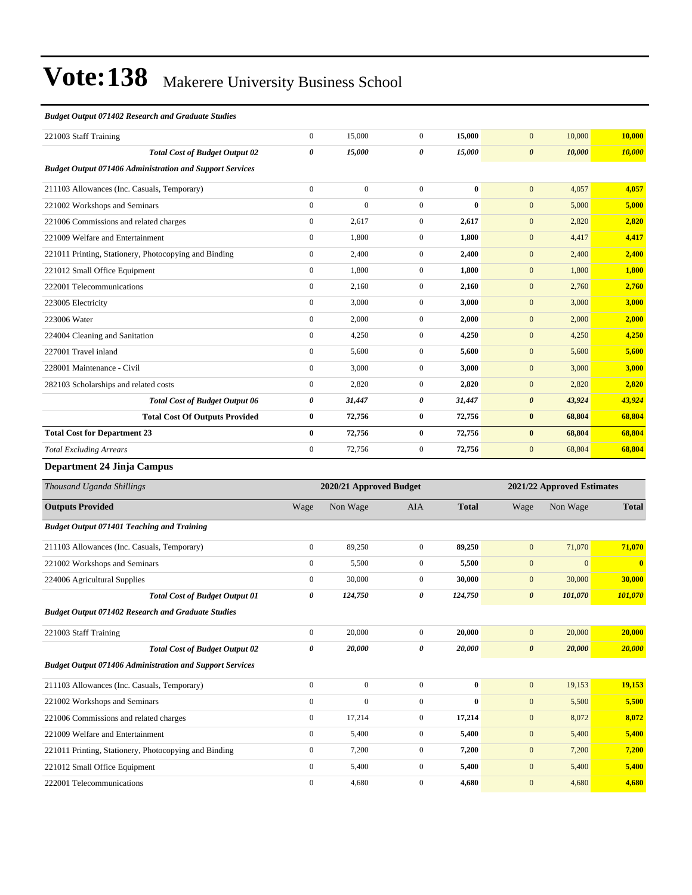# Vote:138 Makerere University Business School

| *Budget Output 071402 Research and Graduate Studies* | | | | | | | |
|---|---|---|---|---|---|---|---|
| 221003 Staff Training | 0 | 15,000 | 0 | **15,000** | 0 | 10,000 | **10,000** |
| ***Total Cost of Budget Output 02*** | ***0*** | ***15,000*** | ***0*** | ***15,000*** | ***0*** | ***10,000*** | ***10,000*** |
| ***Budget Output 071406 Administration and Support Services*** | | | | | | | |
| 211103 Allowances (Inc. Casuals, Temporary) | 0 | 0 | 0 | **0** | 0 | 4,057 | **4,057** |
| 221002 Workshops and Seminars | 0 | 0 | 0 | **0** | 0 | 5,000 | **5,000** |
| 221006 Commissions and related charges | 0 | 2,617 | 0 | **2,617** | 0 | 2,820 | **2,820** |
| 221009 Welfare and Entertainment | 0 | 1,800 | 0 | **1,800** | 0 | 4,417 | **4,417** |
| 221011 Printing, Stationery, Photocopying and Binding | 0 | 2,400 | 0 | **2,400** | 0 | 2,400 | **2,400** |
| 221012 Small Office Equipment | 0 | 1,800 | 0 | **1,800** | 0 | 1,800 | **1,800** |
| 222001 Telecommunications | 0 | 2,160 | 0 | **2,160** | 0 | 2,760 | **2,760** |
| 223005 Electricity | 0 | 3,000 | 0 | **3,000** | 0 | 3,000 | **3,000** |
| 223006 Water | 0 | 2,000 | 0 | **2,000** | 0 | 2,000 | **2,000** |
| 224004 Cleaning and Sanitation | 0 | 4,250 | 0 | **4,250** | 0 | 4,250 | **4,250** |
| 227001 Travel inland | 0 | 5,600 | 0 | **5,600** | 0 | 5,600 | **5,600** |
| 228001 Maintenance - Civil | 0 | 3,000 | 0 | **3,000** | 0 | 3,000 | **3,000** |
| 282103 Scholarships and related costs | 0 | 2,820 | 0 | **2,820** | 0 | 2,820 | **2,820** |
| ***Total Cost of Budget Output 06*** | ***0*** | ***31,447*** | ***0*** | ***31,447*** | ***0*** | ***43,924*** | ***43,924*** |
| **Total Cost Of Outputs Provided** | **0** | **72,756** | **0** | **72,756** | **0** | **68,804** | **68,804** |
| **Total Cost for Department 23** | **0** | **72,756** | **0** | **72,756** | **0** | **68,804** | **68,804** |
| *Total Excluding Arrears* | 0 | 72,756 | 0 | **72,756** | 0 | 68,804 | **68,804** |

## Department 24 Jinja Campus

| *Thousand Uganda Shillings* | 2020/21 Approved Budget | | | | 2021/22 Approved Estimates | | |
|---|---|---|---|---|---|---|---|
| **Outputs Provided** | Wage | Non Wage | AIA | **Total** | Wage | Non Wage | **Total** |
| ***Budget Output 071401 Teaching and Training*** | | | | | | | |
| 211103 Allowances (Inc. Casuals, Temporary) | 0 | 89,250 | 0 | **89,250** | 0 | 71,070 | **71,070** |
| 221002 Workshops and Seminars | 0 | 5,500 | 0 | **5,500** | 0 | 0 | **0** |
| 224006 Agricultural Supplies | 0 | 30,000 | 0 | **30,000** | 0 | 30,000 | **30,000** |
| ***Total Cost of Budget Output 01*** | ***0*** | ***124,750*** | ***0*** | ***124,750*** | ***0*** | ***101,070*** | ***101,070*** |
| ***Budget Output 071402 Research and Graduate Studies*** | | | | | | | |
| 221003 Staff Training | 0 | 20,000 | 0 | **20,000** | 0 | 20,000 | **20,000** |
| ***Total Cost of Budget Output 02*** | ***0*** | ***20,000*** | ***0*** | ***20,000*** | ***0*** | ***20,000*** | ***20,000*** |
| ***Budget Output 071406 Administration and Support Services*** | | | | | | | |
| 211103 Allowances (Inc. Casuals, Temporary) | 0 | 0 | 0 | **0** | 0 | 19,153 | **19,153** |
| 221002 Workshops and Seminars | 0 | 0 | 0 | **0** | 0 | 5,500 | **5,500** |
| 221006 Commissions and related charges | 0 | 17,214 | 0 | **17,214** | 0 | 8,072 | **8,072** |
| 221009 Welfare and Entertainment | 0 | 5,400 | 0 | **5,400** | 0 | 5,400 | **5,400** |
| 221011 Printing, Stationery, Photocopying and Binding | 0 | 7,200 | 0 | **7,200** | 0 | 7,200 | **7,200** |
| 221012 Small Office Equipment | 0 | 5,400 | 0 | **5,400** | 0 | 5,400 | **5,400** |
| 222001 Telecommunications | 0 | 4,680 | 0 | **4,680** | 0 | 4,680 | **4,680** |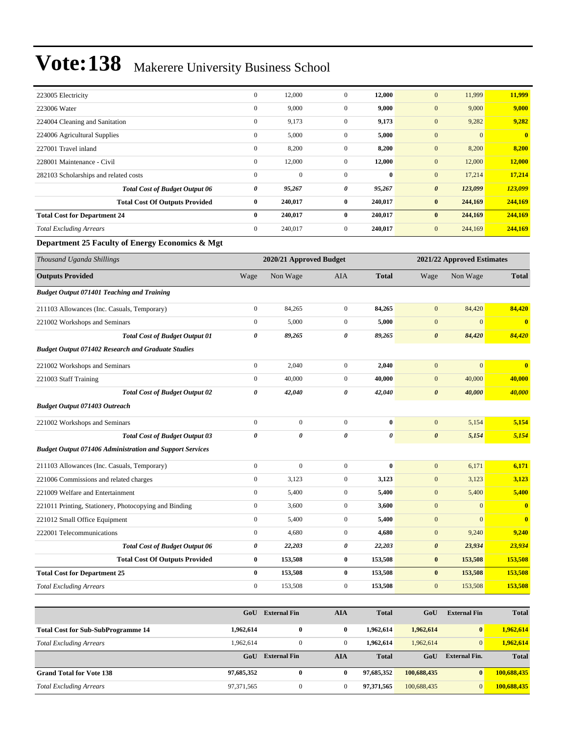# Vote:138 Makerere University Business School

| | | | | | | | |
|---|---|---|---|---|---|---|---|
| 223005 Electricity | 0 | 12,000 | 0 | **12,000** | 0 | 11,999 | **11,999** |
| 223006 Water | 0 | 9,000 | 0 | **9,000** | 0 | 9,000 | **9,000** |
| 224004 Cleaning and Sanitation | 0 | 9,173 | 0 | **9,173** | 0 | 9,282 | **9,282** |
| 224006 Agricultural Supplies | 0 | 5,000 | 0 | **5,000** | 0 | 0 | **0** |
| 227001 Travel inland | 0 | 8,200 | 0 | **8,200** | 0 | 8,200 | **8,200** |
| 228001 Maintenance - Civil | 0 | 12,000 | 0 | **12,000** | 0 | 12,000 | **12,000** |
| 282103 Scholarships and related costs | 0 | 0 | 0 | **0** | 0 | 17,214 | **17,214** |
| ***Total Cost of Budget Output 06*** | ***0*** | ***95,267*** | ***0*** | ***95,267*** | ***0*** | ***123,099*** | ***123,099*** |
| **Total Cost Of Outputs Provided** | **0** | **240,017** | **0** | **240,017** | **0** | **244,169** | **244,169** |
| **Total Cost for Department 24** | **0** | **240,017** | **0** | **240,017** | **0** | **244,169** | **244,169** |
| *Total Excluding Arrears* | 0 | 240,017 | 0 | **240,017** | 0 | 244,169 | **244,169** |

### Department 25 Faculty of Energy Economics & Mgt

| *Thousand Uganda Shillings* | 2020/21 Approved Budget | | | | 2021/22 Approved Estimates | | |
|---|---|---|---|---|---|---|---|
| **Outputs Provided** | Wage | Non Wage | AIA | **Total** | Wage | Non Wage | **Total** |
| ***Budget Output 071401 Teaching and Training*** | | | | | | | |
| 211103 Allowances (Inc. Casuals, Temporary) | 0 | 84,265 | 0 | **84,265** | 0 | 84,420 | **84,420** |
| 221002 Workshops and Seminars | 0 | 5,000 | 0 | **5,000** | 0 | 0 | **0** |
| ***Total Cost of Budget Output 01*** | ***0*** | ***89,265*** | ***0*** | ***89,265*** | ***0*** | ***84,420*** | ***84,420*** |
| ***Budget Output 071402 Research and Graduate Studies*** | | | | | | | |
| 221002 Workshops and Seminars | 0 | 2,040 | 0 | **2,040** | 0 | 0 | **0** |
| 221003 Staff Training | 0 | 40,000 | 0 | **40,000** | 0 | 40,000 | **40,000** |
| ***Total Cost of Budget Output 02*** | ***0*** | ***42,040*** | ***0*** | ***42,040*** | ***0*** | ***40,000*** | ***40,000*** |
| ***Budget Output 071403 Outreach*** | | | | | | | |
| 221002 Workshops and Seminars | 0 | 0 | 0 | **0** | 0 | 5,154 | **5,154** |
| ***Total Cost of Budget Output 03*** | ***0*** | ***0*** | ***0*** | ***0*** | ***0*** | ***5,154*** | ***5,154*** |
| ***Budget Output 071406 Administration and Support Services*** | | | | | | | |
| 211103 Allowances (Inc. Casuals, Temporary) | 0 | 0 | 0 | **0** | 0 | 6,171 | **6,171** |
| 221006 Commissions and related charges | 0 | 3,123 | 0 | **3,123** | 0 | 3,123 | **3,123** |
| 221009 Welfare and Entertainment | 0 | 5,400 | 0 | **5,400** | 0 | 5,400 | **5,400** |
| 221011 Printing, Stationery, Photocopying and Binding | 0 | 3,600 | 0 | **3,600** | 0 | 0 | **0** |
| 221012 Small Office Equipment | 0 | 5,400 | 0 | **5,400** | 0 | 0 | **0** |
| 222001 Telecommunications | 0 | 4,680 | 0 | **4,680** | 0 | 9,240 | **9,240** |
| ***Total Cost of Budget Output 06*** | ***0*** | ***22,203*** | ***0*** | ***22,203*** | ***0*** | ***23,934*** | ***23,934*** |
| **Total Cost Of Outputs Provided** | **0** | **153,508** | **0** | **153,508** | **0** | **153,508** | **153,508** |
| **Total Cost for Department 25** | **0** | **153,508** | **0** | **153,508** | **0** | **153,508** | **153,508** |
| *Total Excluding Arrears* | 0 | 153,508 | 0 | **153,508** | 0 | 153,508 | **153,508** |

| | GoU | External Fin | AIA | Total | GoU | External Fin | Total |
|---|---|---|---|---|---|---|---|
| **Total Cost for Sub-SubProgramme 14** | **1,962,614** | **0** | **0** | **1,962,614** | **1,962,614** | **0** | **1,962,614** |
| *Total Excluding Arrears* | 1,962,614 | 0 | 0 | **1,962,614** | 1,962,614 | 0 | **1,962,614** |
| | **GoU** | **External Fin** | **AIA** | **Total** | **GoU** | **External Fin.** | **Total** |
| **Grand Total for Vote 138** | **97,685,352** | **0** | **0** | **97,685,352** | **100,688,435** | **0** | **100,688,435** |
| *Total Excluding Arrears* | 97,371,565 | 0 | 0 | **97,371,565** | 100,688,435 | 0 | **100,688,435** |